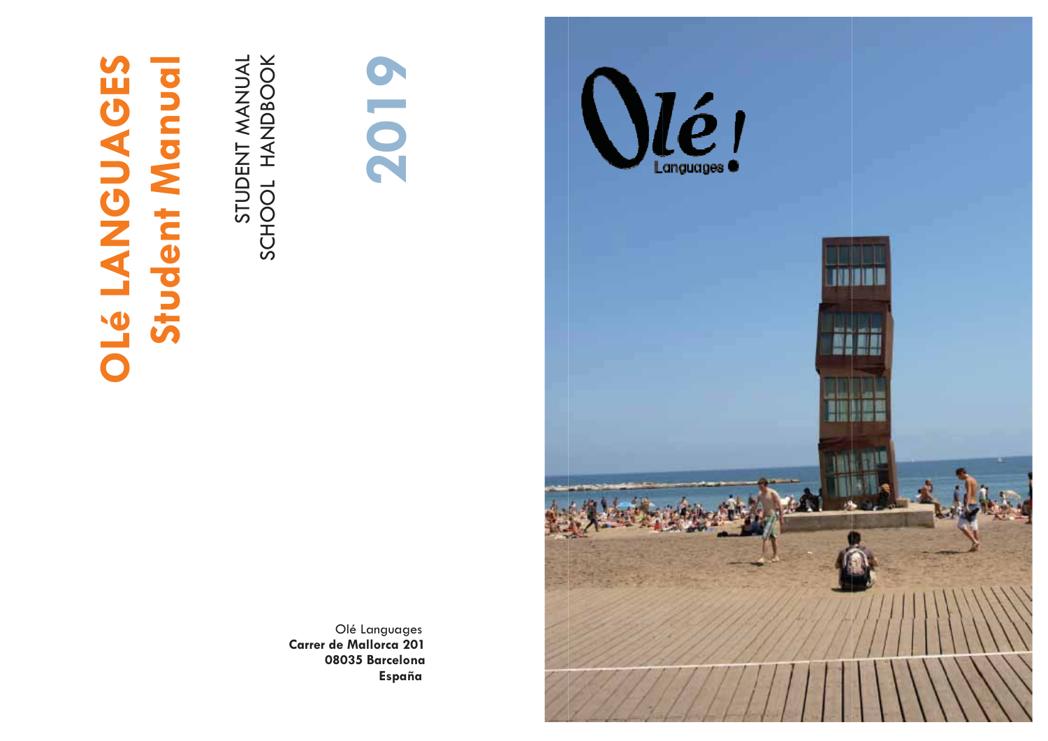# OLé LANGUAGES

## Student Manual

STUDENT MANUAL
SCHOOL HANDBOOK

2019

Olé Languages
**Carrer de Mallorca 201**
**08035 Barcelona**
**España**

Olé!
Languages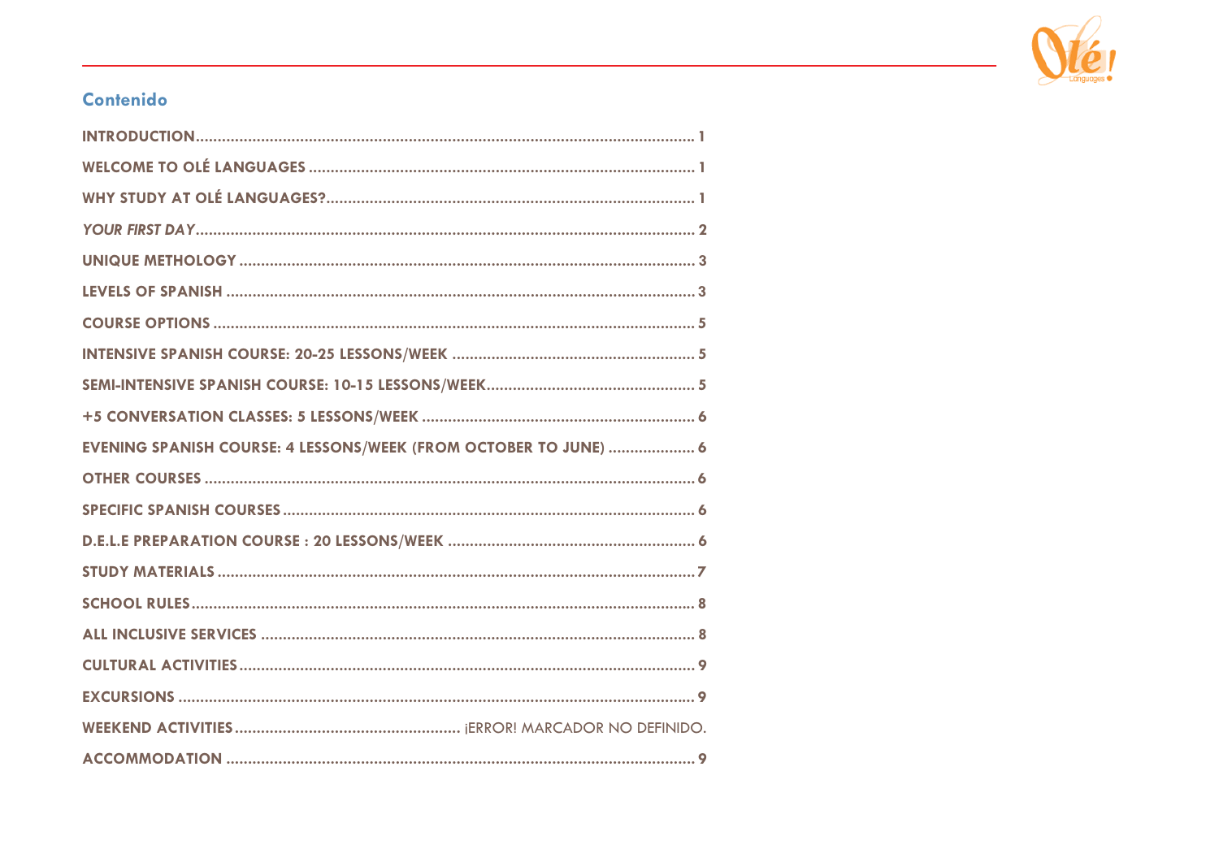## Contenido

**INTRODUCTION** .......... 1

**WELCOME TO OLÉ LANGUAGES** .......... 1

**WHY STUDY AT OLÉ LANGUAGES?** .......... 1

***YOUR FIRST DAY*** .......... 2

**UNIQUE METHOLOGY** .......... 3

**LEVELS OF SPANISH** .......... 3

**COURSE OPTIONS** .......... 5

**INTENSIVE SPANISH COURSE: 20-25 LESSONS/WEEK** .......... 5

**SEMI-INTENSIVE SPANISH COURSE: 10-15 LESSONS/WEEK** .......... 5

**+5 CONVERSATION CLASSES: 5 LESSONS/WEEK** .......... 6

**EVENING SPANISH COURSE: 4 LESSONS/WEEK (FROM OCTOBER TO JUNE)** .......... 6

**OTHER COURSES** .......... 6

**SPECIFIC SPANISH COURSES** .......... 6

**D.E.L.E PREPARATION COURSE : 20 LESSONS/WEEK** .......... 6

**STUDY MATERIALS** .......... 7

**SCHOOL RULES** .......... 8

**ALL INCLUSIVE SERVICES** .......... 8

**CULTURAL ACTIVITIES** .......... 9

**EXCURSIONS** .......... 9

**WEEKEND ACTIVITIES** .......... ¡ERROR! MARCADOR NO DEFINIDO.

**ACCOMMODATION** .......... 9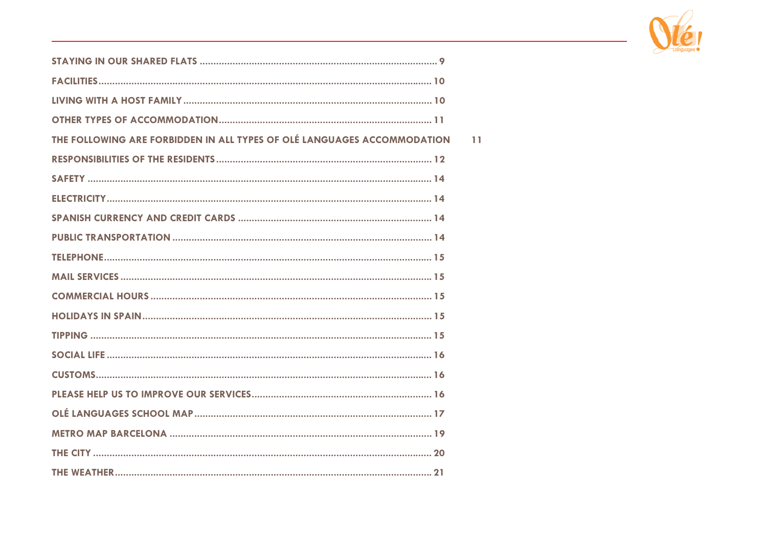**STAYING IN OUR SHARED FLATS** ........................................................................................ 9

**FACILITIES** ........................................................................................................................ 10

**LIVING WITH A HOST FAMILY** ....................................................................................... 10

**OTHER TYPES OF ACCOMMODATION** ........................................................................... 11

**THE FOLLOWING ARE FORBIDDEN IN ALL TYPES OF OLÉ LANGUAGES ACCOMMODATION** 11

**RESPONSIBILITIES OF THE RESIDENTS** ............................................................................ 12

**SAFETY** ............................................................................................................................. 14

**ELECTRICITY** ..................................................................................................................... 14

**SPANISH CURRENCY AND CREDIT CARDS** ...................................................................... 14

**PUBLIC TRANSPORTATION** ............................................................................................. 14

**TELEPHONE** ...................................................................................................................... 15

**MAIL SERVICES** ................................................................................................................ 15

**COMMERCIAL HOURS** ..................................................................................................... 15

**HOLIDAYS IN SPAIN** ......................................................................................................... 15

**TIPPING** ............................................................................................................................ 15

**SOCIAL LIFE** ...................................................................................................................... 16

**CUSTOMS** .......................................................................................................................... 16

**PLEASE HELP US TO IMPROVE OUR SERVICES** ............................................................... 16

**OLÉ LANGUAGES SCHOOL MAP** ..................................................................................... 17

**METRO MAP BARCELONA** ............................................................................................... 19

**THE CITY** ........................................................................................................................... 20

**THE WEATHER** .................................................................................................................. 21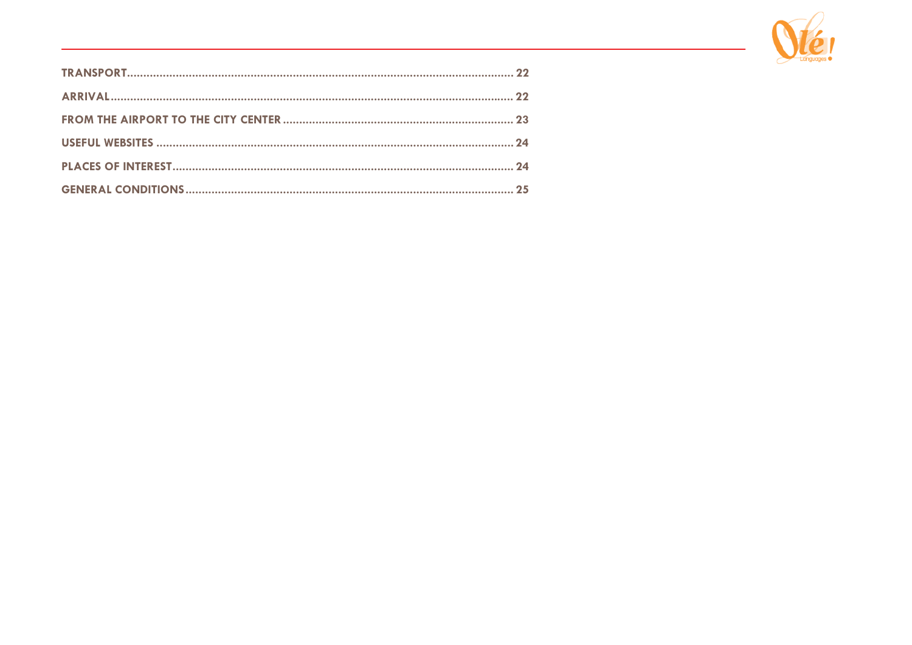TRANSPORT....................................................................................................................... 22

ARRIVAL........................................................................................................................... 22

FROM THE AIRPORT TO THE CITY CENTER ...................................................................... 23

USEFUL WEBSITES ............................................................................................................ 24

PLACES OF INTEREST........................................................................................................ 24

GENERAL CONDITIONS.................................................................................................... 25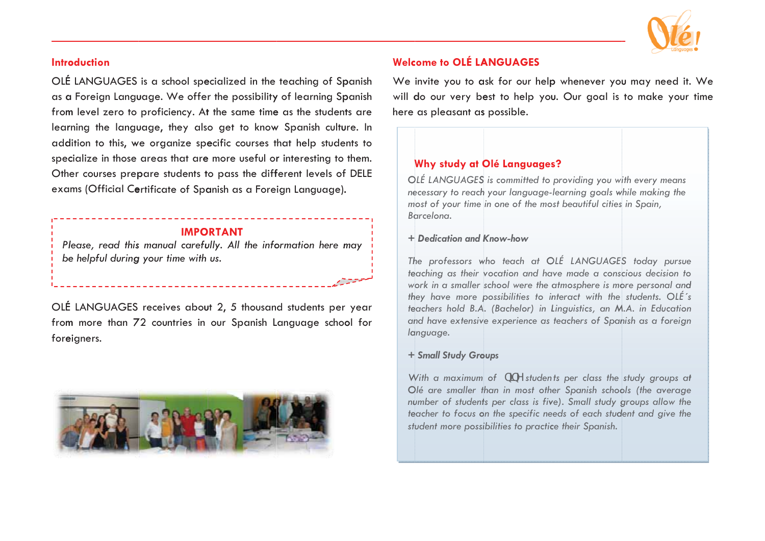## Introduction

OLÉ LANGUAGES is a school specialized in the teaching of Spanish as a Foreign Language. We offer the possibility of learning Spanish from level zero to proficiency. At the same time as the students are learning the language, they also get to know Spanish culture. In addition to this, we organize specific courses that help students to specialize in those areas that are more useful or interesting to them. Other courses prepare students to pass the different levels of DELE exams (Official Certificate of Spanish as a Foreign Language).

**IMPORTANT**

*Please, read this manual carefully. All the information here may be helpful during your time with us.*

OLÉ LANGUAGES receives about 2, 5 thousand students per year from more than 72 countries in our Spanish Language school for foreigners.

## Welcome to OLÉ LANGUAGES

We invite you to ask for our help whenever you may need it. We will do our very best to help you. Our goal is to make your time here as pleasant as possible.

### Why study at Olé Languages?

*OLÉ LANGUAGES is committed to providing you with every means necessary to reach your language-learning goals while making the most of your time in one of the most beautiful cities in Spain, Barcelona.*

**+ *Dedication and Know-how***

*The professors who teach at OLÉ LANGUAGES today pursue teaching as their vocation and have made a conscious decision to work in a smaller school were the atmosphere is more personal and they have more possibilities to interact with the students. OLÉ´s teachers hold B.A. (Bachelor) in Linguistics, an M.A. in Education and have extensive experience as teachers of Spanish as a foreign language.*

**+ *Small Study Groups***

*With a maximum of ꟾꟾꟾ students per class the study groups at Olé are smaller than in most other Spanish schools (the average number of students per class is five). Small study groups allow the teacher to focus on the specific needs of each student and give the student more possibilities to practice their Spanish.*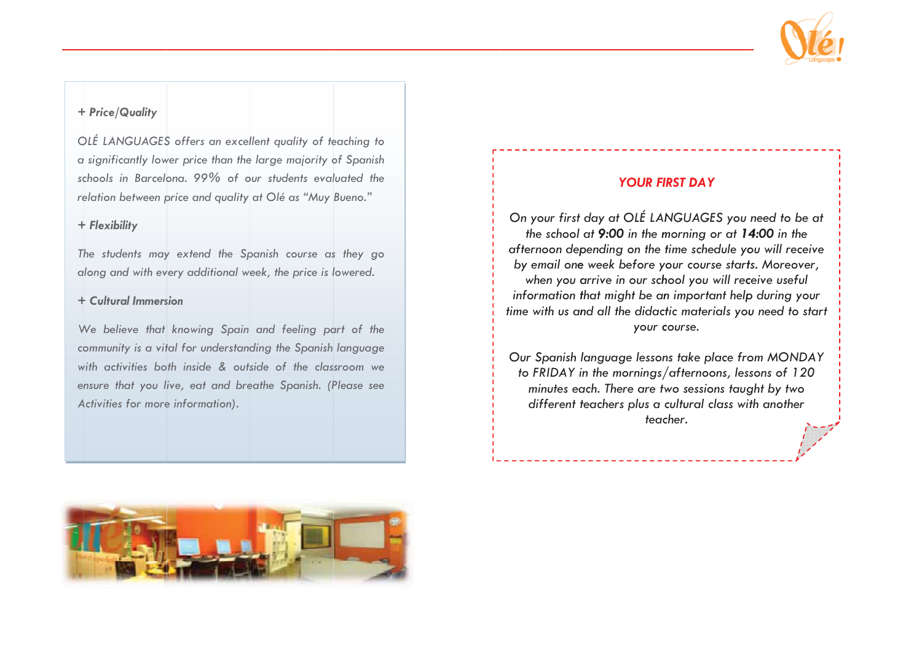*+ Price/Quality*

*OLÉ LANGUAGES offers an excellent quality of teaching to a significantly lower price than the large majority of Spanish schools in Barcelona. 99% of our students evaluated the relation between price and quality at Olé as "Muy Bueno."*

*+ Flexibility*

*The students may extend the Spanish course as they go along and with every additional week, the price is lowered.*

*+ Cultural Immersion*

*We believe that knowing Spain and feeling part of the community is a vital for understanding the Spanish language with activities both inside & outside of the classroom we ensure that you live, eat and breathe Spanish. (Please see Activities for more information).*

## YOUR FIRST DAY

*On your first day at OLÉ LANGUAGES you need to be at the school at **9:00** in the morning or at **14:00** in the afternoon depending on the time schedule you will receive by email one week before your course starts. Moreover, when you arrive in our school you will receive useful information that might be an important help during your time with us and all the didactic materials you need to start your course.*

*Our Spanish language lessons take place from MONDAY to FRIDAY in the mornings/afternoons, lessons of 120 minutes each. There are two sessions taught by two different teachers plus a cultural class with another teacher.*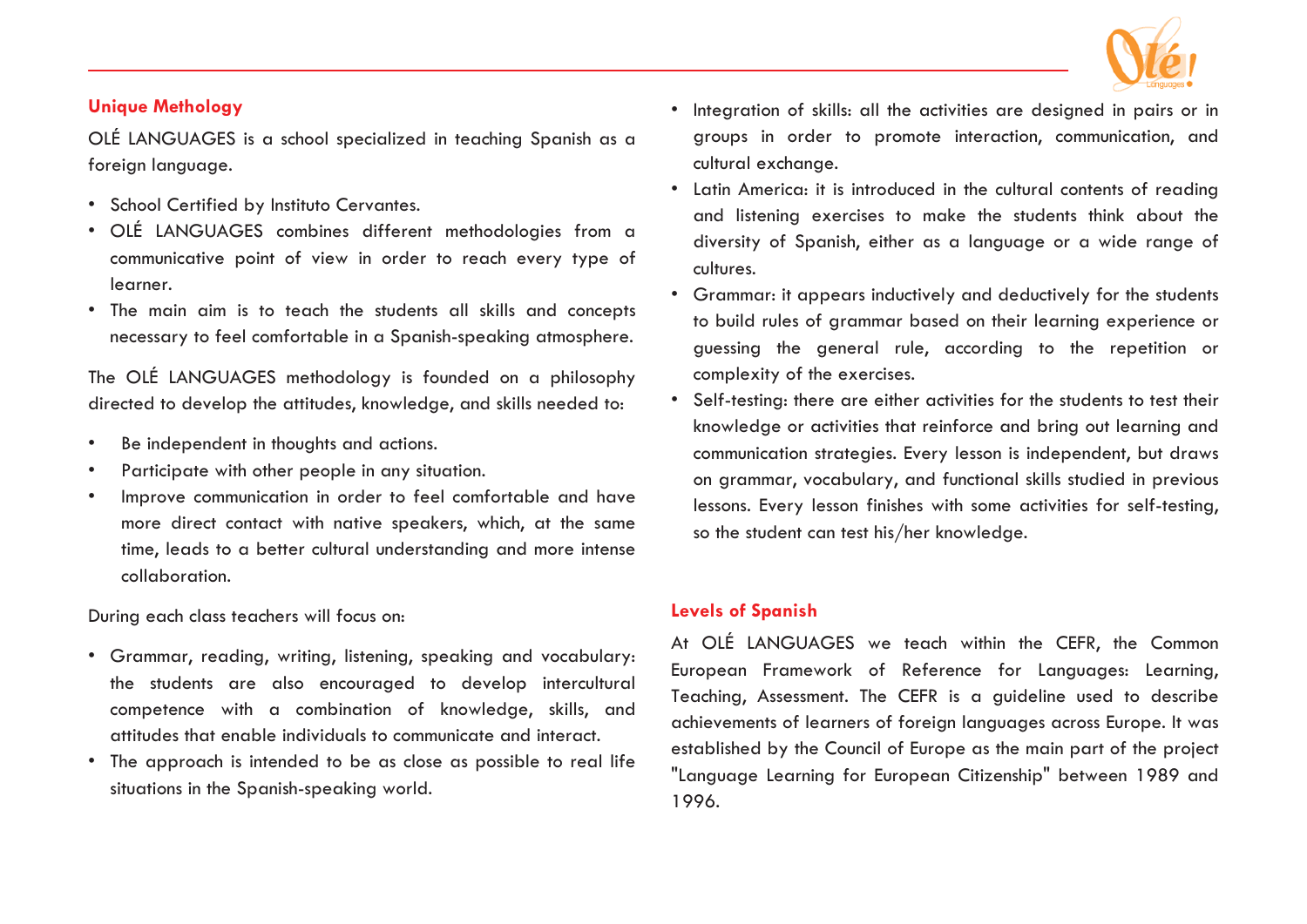## Unique Methology

OLÉ LANGUAGES is a school specialized in teaching Spanish as a foreign language.

- School Certified by Instituto Cervantes.
- OLÉ LANGUAGES combines different methodologies from a communicative point of view in order to reach every type of learner.
- The main aim is to teach the students all skills and concepts necessary to feel comfortable in a Spanish-speaking atmosphere.

The OLÉ LANGUAGES methodology is founded on a philosophy directed to develop the attitudes, knowledge, and skills needed to:

- Be independent in thoughts and actions.
- Participate with other people in any situation.
- Improve communication in order to feel comfortable and have more direct contact with native speakers, which, at the same time, leads to a better cultural understanding and more intense collaboration.

During each class teachers will focus on:

- Grammar, reading, writing, listening, speaking and vocabulary: the students are also encouraged to develop intercultural competence with a combination of knowledge, skills, and attitudes that enable individuals to communicate and interact.
- The approach is intended to be as close as possible to real life situations in the Spanish-speaking world.
- Integration of skills: all the activities are designed in pairs or in groups in order to promote interaction, communication, and cultural exchange.
- Latin America: it is introduced in the cultural contents of reading and listening exercises to make the students think about the diversity of Spanish, either as a language or a wide range of cultures.
- Grammar: it appears inductively and deductively for the students to build rules of grammar based on their learning experience or guessing the general rule, according to the repetition or complexity of the exercises.
- Self-testing: there are either activities for the students to test their knowledge or activities that reinforce and bring out learning and communication strategies. Every lesson is independent, but draws on grammar, vocabulary, and functional skills studied in previous lessons. Every lesson finishes with some activities for self-testing, so the student can test his/her knowledge.

## Levels of Spanish

At OLÉ LANGUAGES we teach within the CEFR, the Common European Framework of Reference for Languages: Learning, Teaching, Assessment. The CEFR is a guideline used to describe achievements of learners of foreign languages across Europe. It was established by the Council of Europe as the main part of the project "Language Learning for European Citizenship" between 1989 and 1996.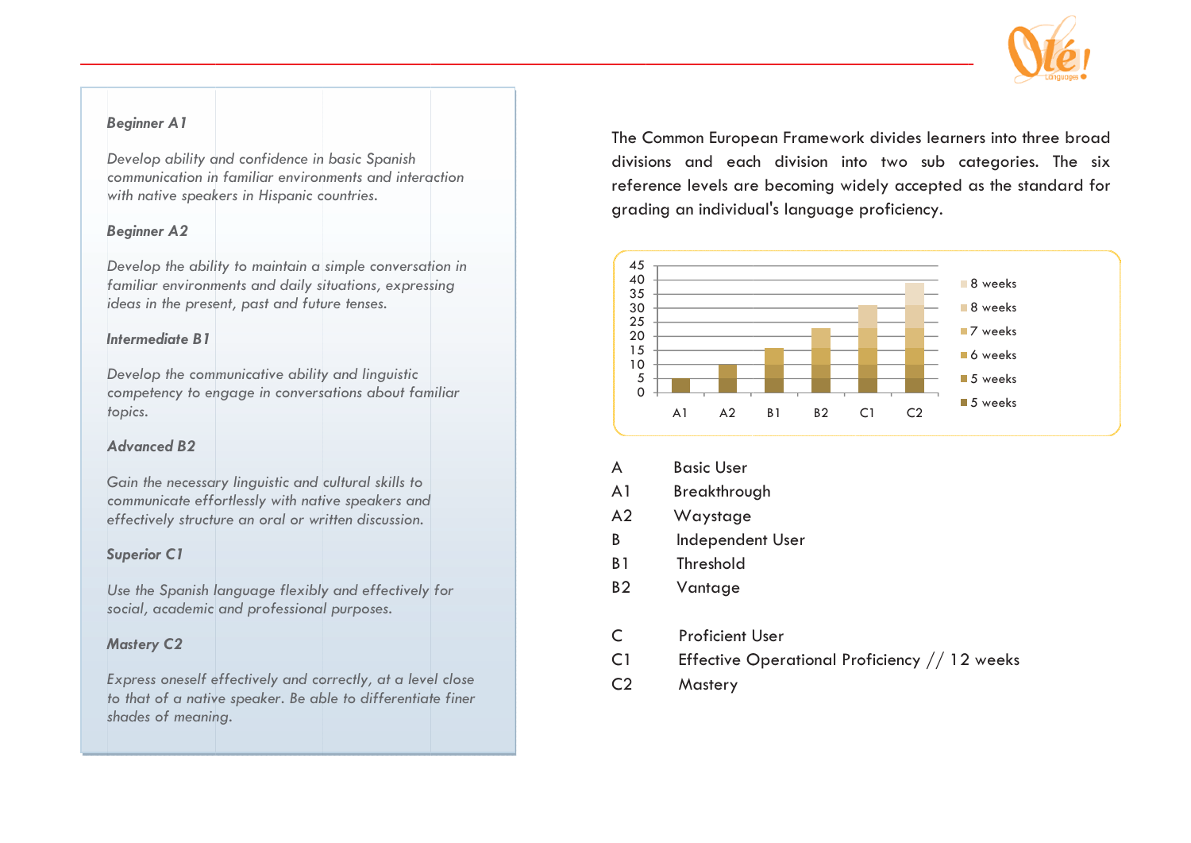**Beginner A1**

*Develop ability and confidence in basic Spanish communication in familiar environments and interaction with native speakers in Hispanic countries.*

**Beginner A2**

*Develop the ability to maintain a simple conversation in familiar environments and daily situations, expressing ideas in the present, past and future tenses.*

**Intermediate B1**

*Develop the communicative ability and linguistic competency to engage in conversations about familiar topics.*

**Advanced B2**

*Gain the necessary linguistic and cultural skills to communicate effortlessly with native speakers and effectively structure an oral or written discussion.*

**Superior C1**

*Use the Spanish language flexibly and effectively for social, academic and professional purposes.*

**Mastery C2**

*Express oneself effectively and correctly, at a level close to that of a native speaker. Be able to differentiate finer shades of meaning.*

The Common European Framework divides learners into three broad divisions and each division into two sub categories. The six reference levels are becoming widely accepted as the standard for grading an individual's language proficiency.

| | 5 weeks | 5 weeks | 6 weeks | 7 weeks | 8 weeks | 8 weeks |
|---|---|---|---|---|---|---|
| A1 | 5 | | | | | |
| A2 | 5 | 5 | | | | |
| B1 | 5 | 5 | 6 | | | |
| B2 | 5 | 5 | 6 | 7 | | |
| C1 | 5 | 5 | 6 | 7 | 8 | |
| C2 | 5 | 5 | 6 | 7 | 8 | 8 |

| | |
|---|---|
| A | Basic User |
| A1 | Breakthrough |
| A2 | Waystage |
| B | Independent User |
| B1 | Threshold |
| B2 | Vantage |
| C | Proficient User |
| C1 | Effective Operational Proficiency // 12 weeks |
| C2 | Mastery |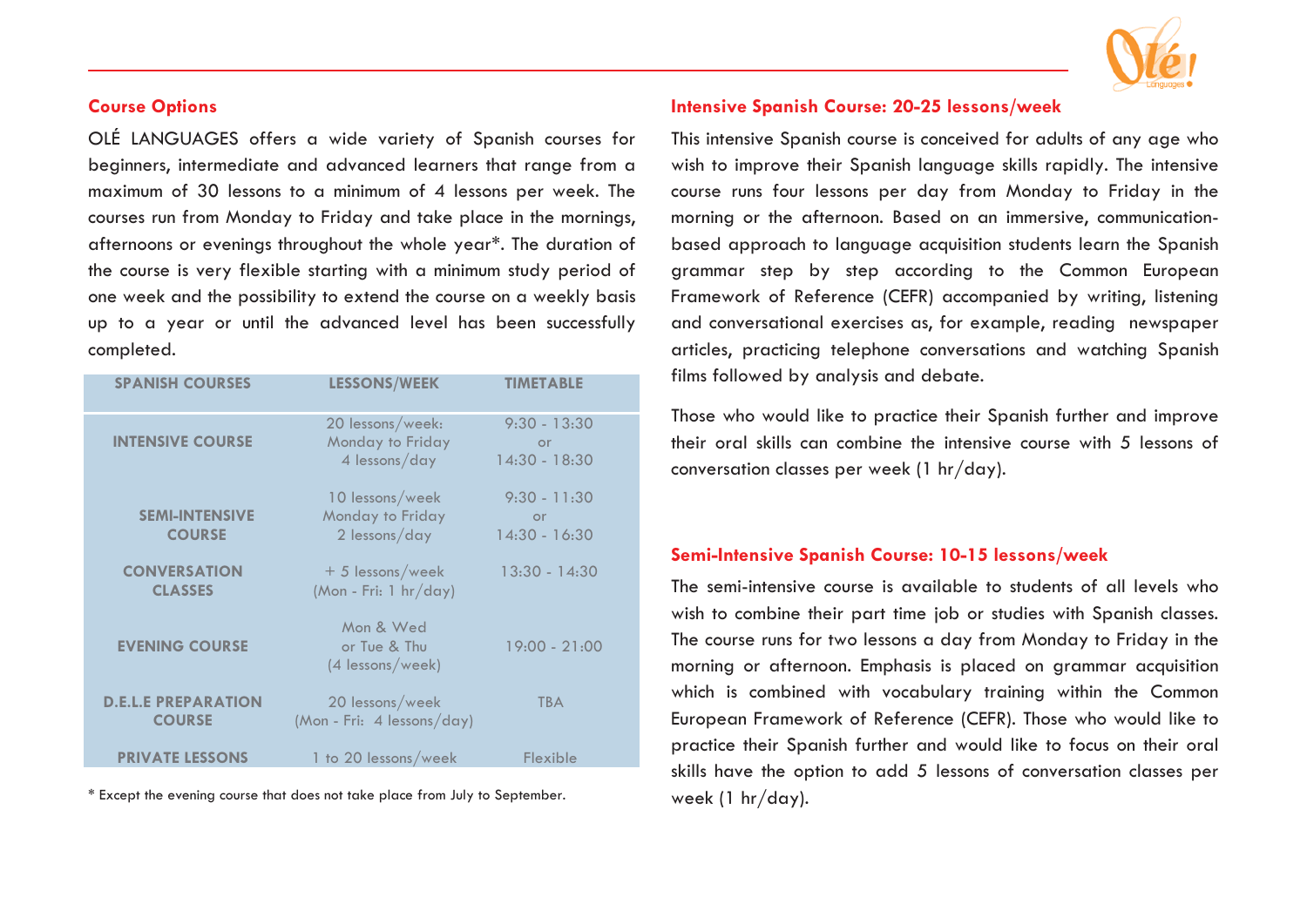## Course Options

OLÉ LANGUAGES offers a wide variety of Spanish courses for beginners, intermediate and advanced learners that range from a maximum of 30 lessons to a minimum of 4 lessons per week. The courses run from Monday to Friday and take place in the mornings, afternoons or evenings throughout the whole year*. The duration of the course is very flexible starting with a minimum study period of one week and the possibility to extend the course on a weekly basis up to a year or until the advanced level has been successfully completed.

| SPANISH COURSES | LESSONS/WEEK | TIMETABLE |
|---|---|---|
| INTENSIVE COURSE | 20 lessons/week: Monday to Friday 4 lessons/day | 9:30 - 13:30 or 14:30 - 18:30 |
| SEMI-INTENSIVE COURSE | 10 lessons/week Monday to Friday 2 lessons/day | 9:30 - 11:30 or 14:30 - 16:30 |
| CONVERSATION CLASSES | + 5 lessons/week (Mon - Fri: 1 hr/day) | 13:30 - 14:30 |
| EVENING COURSE | Mon & Wed or Tue & Thu (4 lessons/week) | 19:00 - 21:00 |
| D.E.L.E PREPARATION COURSE | 20 lessons/week (Mon - Fri: 4 lessons/day) | TBA |
| PRIVATE LESSONS | 1 to 20 lessons/week | Flexible |

\* Except the evening course that does not take place from July to September.

## Intensive Spanish Course: 20-25 lessons/week

This intensive Spanish course is conceived for adults of any age who wish to improve their Spanish language skills rapidly. The intensive course runs four lessons per day from Monday to Friday in the morning or the afternoon. Based on an immersive, communication-based approach to language acquisition students learn the Spanish grammar step by step according to the Common European Framework of Reference (CEFR) accompanied by writing, listening and conversational exercises as, for example, reading newspaper articles, practicing telephone conversations and watching Spanish films followed by analysis and debate.

Those who would like to practice their Spanish further and improve their oral skills can combine the intensive course with 5 lessons of conversation classes per week (1 hr/day).

## Semi-Intensive Spanish Course: 10-15 lessons/week

The semi-intensive course is available to students of all levels who wish to combine their part time job or studies with Spanish classes. The course runs for two lessons a day from Monday to Friday in the morning or afternoon. Emphasis is placed on grammar acquisition which is combined with vocabulary training within the Common European Framework of Reference (CEFR). Those who would like to practice their Spanish further and would like to focus on their oral skills have the option to add 5 lessons of conversation classes per week (1 hr/day).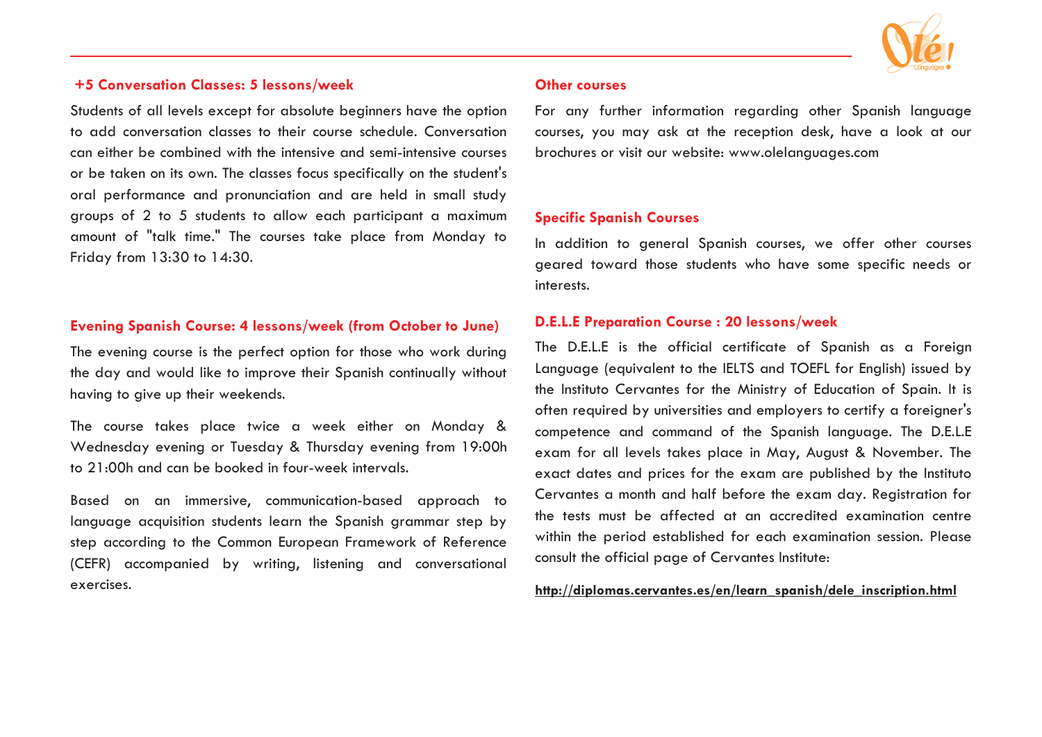### +5 Conversation Classes: 5 lessons/week

Students of all levels except for absolute beginners have the option to add conversation classes to their course schedule. Conversation can either be combined with the intensive and semi-intensive courses or be taken on its own. The classes focus specifically on the student's oral performance and pronunciation and are held in small study groups of 2 to 5 students to allow each participant a maximum amount of "talk time." The courses take place from Monday to Friday from 13:30 to 14:30.

### Evening Spanish Course: 4 lessons/week (from October to June)

The evening course is the perfect option for those who work during the day and would like to improve their Spanish continually without having to give up their weekends.

The course takes place twice a week either on Monday & Wednesday evening or Tuesday & Thursday evening from 19:00h to 21:00h and can be booked in four-week intervals.

Based on an immersive, communication-based approach to language acquisition students learn the Spanish grammar step by step according to the Common European Framework of Reference (CEFR) accompanied by writing, listening and conversational exercises.

### Other courses

For any further information regarding other Spanish language courses, you may ask at the reception desk, have a look at our brochures or visit our website: www.olelanguages.com

### Specific Spanish Courses

In addition to general Spanish courses, we offer other courses geared toward those students who have some specific needs or interests.

### D.E.L.E Preparation Course : 20 lessons/week

The D.E.L.E is the official certificate of Spanish as a Foreign Language (equivalent to the IELTS and TOEFL for English) issued by the Instituto Cervantes for the Ministry of Education of Spain. It is often required by universities and employers to certify a foreigner's competence and command of the Spanish language. The D.E.L.E exam for all levels takes place in May, August & November. The exact dates and prices for the exam are published by the Instituto Cervantes a month and half before the exam day. Registration for the tests must be affected at an accredited examination centre within the period established for each examination session. Please consult the official page of Cervantes Institute:

**http://diplomas.cervantes.es/en/learn_spanish/dele_inscription.html**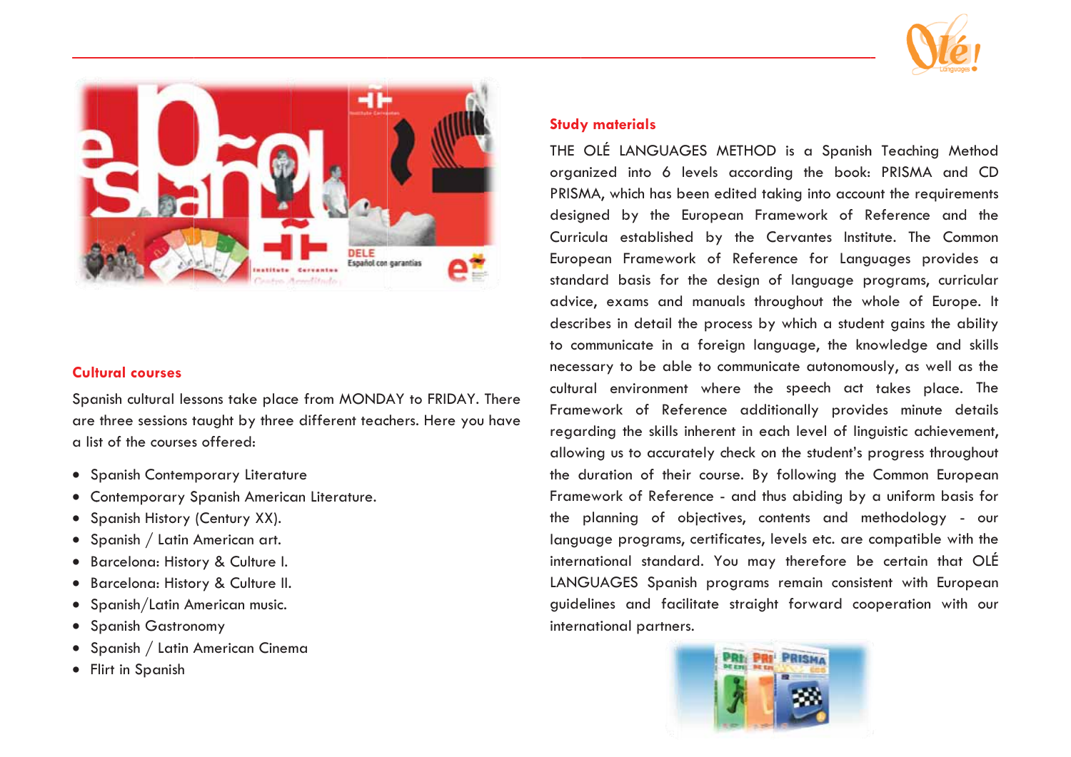## Cultural courses

Spanish cultural lessons take place from MONDAY to FRIDAY. There are three sessions taught by three different teachers. Here you have a list of the courses offered:

- Spanish Contemporary Literature
- Contemporary Spanish American Literature.
- Spanish History (Century XX).
- Spanish / Latin American art.
- Barcelona: History & Culture I.
- Barcelona: History & Culture II.
- Spanish/Latin American music.
- Spanish Gastronomy
- Spanish / Latin American Cinema
- Flirt in Spanish

## Study materials

THE OLÉ LANGUAGES METHOD is a Spanish Teaching Method organized into 6 levels according the book: PRISMA and CD PRISMA, which has been edited taking into account the requirements designed by the European Framework of Reference and the Curricula established by the Cervantes Institute. The Common European Framework of Reference for Languages provides a standard basis for the design of language programs, curricular advice, exams and manuals throughout the whole of Europe. It describes in detail the process by which a student gains the ability to communicate in a foreign language, the knowledge and skills necessary to be able to communicate autonomously, as well as the cultural environment where the speech act takes place. The Framework of Reference additionally provides minute details regarding the skills inherent in each level of linguistic achievement, allowing us to accurately check on the student's progress throughout the duration of their course. By following the Common European Framework of Reference - and thus abiding by a uniform basis for the planning of objectives, contents and methodology - our language programs, certificates, levels etc. are compatible with the international standard. You may therefore be certain that OLÉ LANGUAGES Spanish programs remain consistent with European guidelines and facilitate straight forward cooperation with our international partners.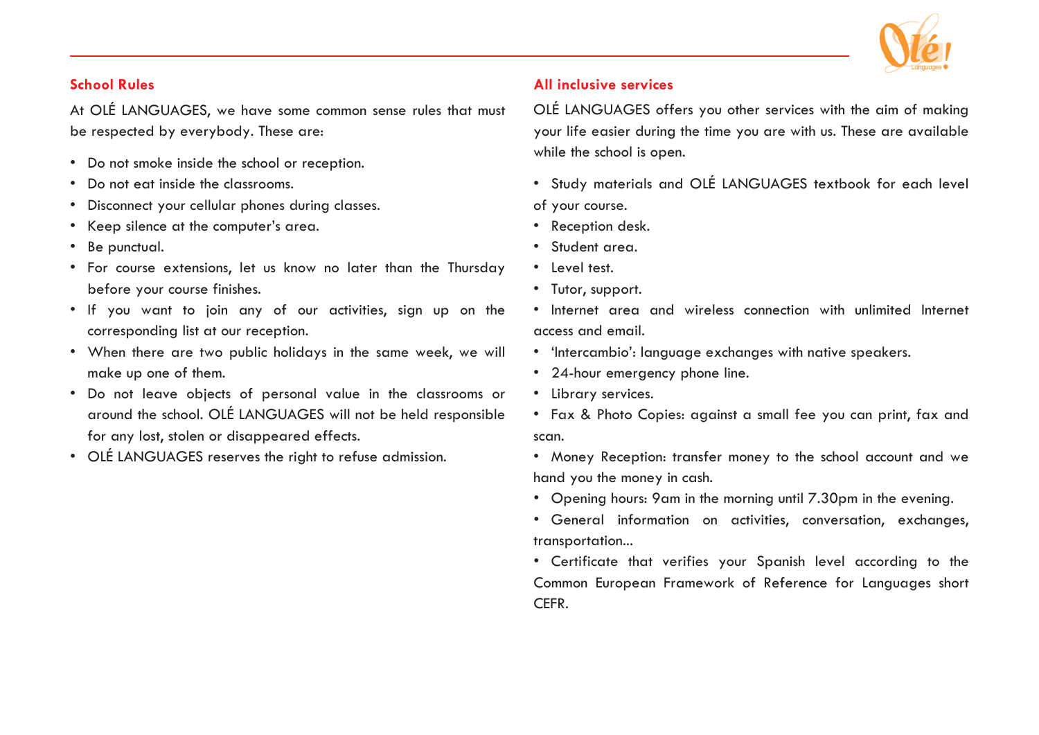## School Rules

At OLÉ LANGUAGES, we have some common sense rules that must be respected by everybody. These are:

- Do not smoke inside the school or reception.
- Do not eat inside the classrooms.
- Disconnect your cellular phones during classes.
- Keep silence at the computer's area.
- Be punctual.
- For course extensions, let us know no later than the Thursday before your course finishes.
- If you want to join any of our activities, sign up on the corresponding list at our reception.
- When there are two public holidays in the same week, we will make up one of them.
- Do not leave objects of personal value in the classrooms or around the school. OLÉ LANGUAGES will not be held responsible for any lost, stolen or disappeared effects.
- OLÉ LANGUAGES reserves the right to refuse admission.

## All inclusive services

OLÉ LANGUAGES offers you other services with the aim of making your life easier during the time you are with us. These are available while the school is open.

- Study materials and OLÉ LANGUAGES textbook for each level of your course.
- Reception desk.
- Student area.
- Level test.
- Tutor, support.
- Internet area and wireless connection with unlimited Internet access and email.
- 'Intercambio': language exchanges with native speakers.
- 24-hour emergency phone line.
- Library services.
- Fax & Photo Copies: against a small fee you can print, fax and scan.
- Money Reception: transfer money to the school account and we hand you the money in cash.
- Opening hours: 9am in the morning until 7.30pm in the evening.
- General information on activities, conversation, exchanges, transportation...
- Certificate that verifies your Spanish level according to the Common European Framework of Reference for Languages short CEFR.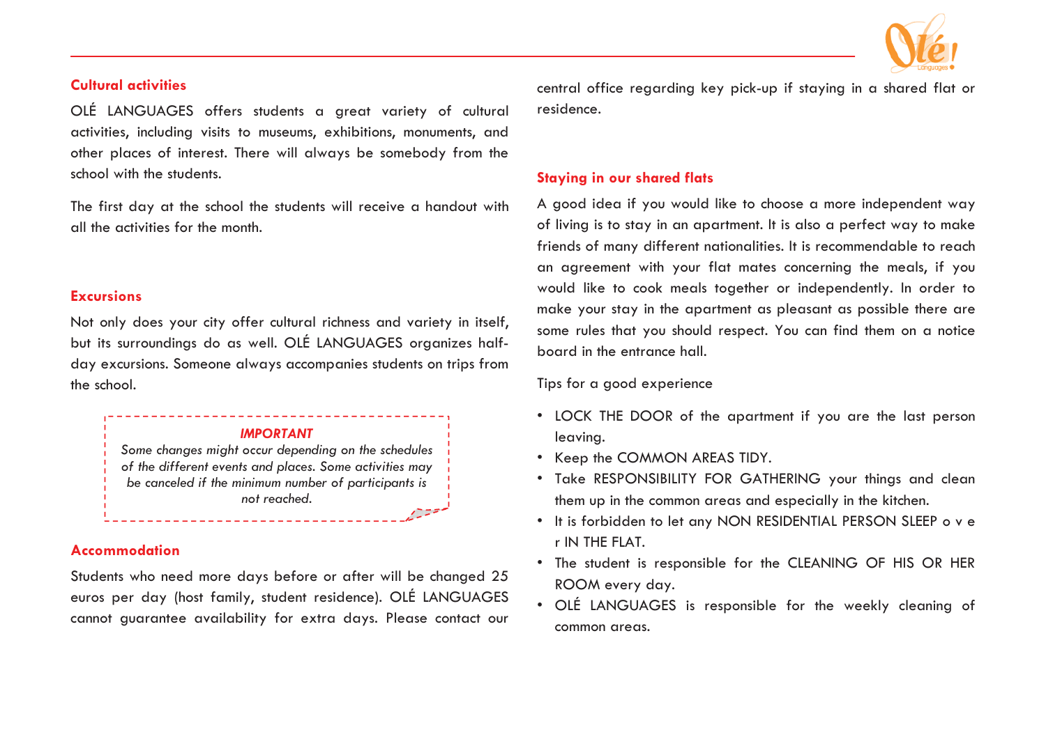## Cultural activities

OLÉ LANGUAGES offers students a great variety of cultural activities, including visits to museums, exhibitions, monuments, and other places of interest. There will always be somebody from the school with the students.

The first day at the school the students will receive a handout with all the activities for the month.

## Excursions

Not only does your city offer cultural richness and variety in itself, but its surroundings do as well. OLÉ LANGUAGES organizes half-day excursions. Someone always accompanies students on trips from the school.

> ***IMPORTANT***
>
> *Some changes might occur depending on the schedules of the different events and places. Some activities may be canceled if the minimum number of participants is not reached.*

## Accommodation

Students who need more days before or after will be changed 25 euros per day (host family, student residence). OLÉ LANGUAGES cannot guarantee availability for extra days. Please contact our central office regarding key pick-up if staying in a shared flat or residence.

## Staying in our shared flats

A good idea if you would like to choose a more independent way of living is to stay in an apartment. It is also a perfect way to make friends of many different nationalities. It is recommendable to reach an agreement with your flat mates concerning the meals, if you would like to cook meals together or independently. In order to make your stay in the apartment as pleasant as possible there are some rules that you should respect. You can find them on a notice board in the entrance hall.

Tips for a good experience

- LOCK THE DOOR of the apartment if you are the last person leaving.
- Keep the COMMON AREAS TIDY.
- Take RESPONSIBILITY FOR GATHERING your things and clean them up in the common areas and especially in the kitchen.
- It is forbidden to let any NON RESIDENTIAL PERSON SLEEP o v e r IN THE FLAT.
- The student is responsible for the CLEANING OF HIS OR HER ROOM every day.
- OLÉ LANGUAGES is responsible for the weekly cleaning of common areas.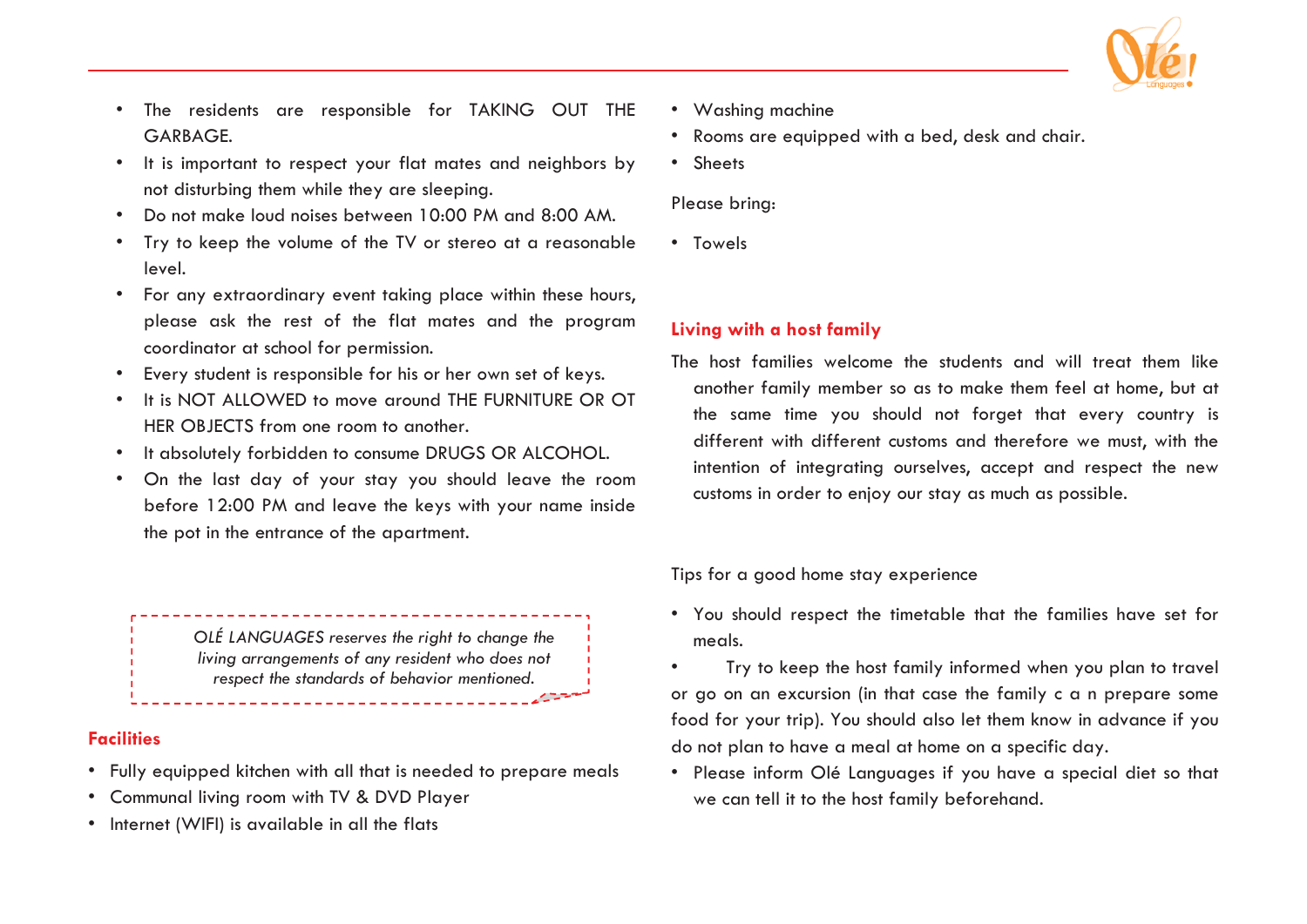- The residents are responsible for TAKING OUT THE GARBAGE.
- It is important to respect your flat mates and neighbors by not disturbing them while they are sleeping.
- Do not make loud noises between 10:00 PM and 8:00 AM.
- Try to keep the volume of the TV or stereo at a reasonable level.
- For any extraordinary event taking place within these hours, please ask the rest of the flat mates and the program coordinator at school for permission.
- Every student is responsible for his or her own set of keys.
- It is NOT ALLOWED to move around THE FURNITURE OR OT HER OBJECTS from one room to another.
- It absolutely forbidden to consume DRUGS OR ALCOHOL.
- On the last day of your stay you should leave the room before 12:00 PM and leave the keys with your name inside the pot in the entrance of the apartment.

*OLÉ LANGUAGES reserves the right to change the living arrangements of any resident who does not respect the standards of behavior mentioned.*

## Facilities

- Fully equipped kitchen with all that is needed to prepare meals
- Communal living room with TV & DVD Player
- Internet (WIFI) is available in all the flats
- Washing machine
- Rooms are equipped with a bed, desk and chair.
- Sheets

Please bring:

- Towels

## Living with a host family

The host families welcome the students and will treat them like another family member so as to make them feel at home, but at the same time you should not forget that every country is different with different customs and therefore we must, with the intention of integrating ourselves, accept and respect the new customs in order to enjoy our stay as much as possible.

Tips for a good home stay experience

- You should respect the timetable that the families have set for meals.
- Try to keep the host family informed when you plan to travel or go on an excursion (in that case the family c a n prepare some food for your trip). You should also let them know in advance if you do not plan to have a meal at home on a specific day.
- Please inform Olé Languages if you have a special diet so that we can tell it to the host family beforehand.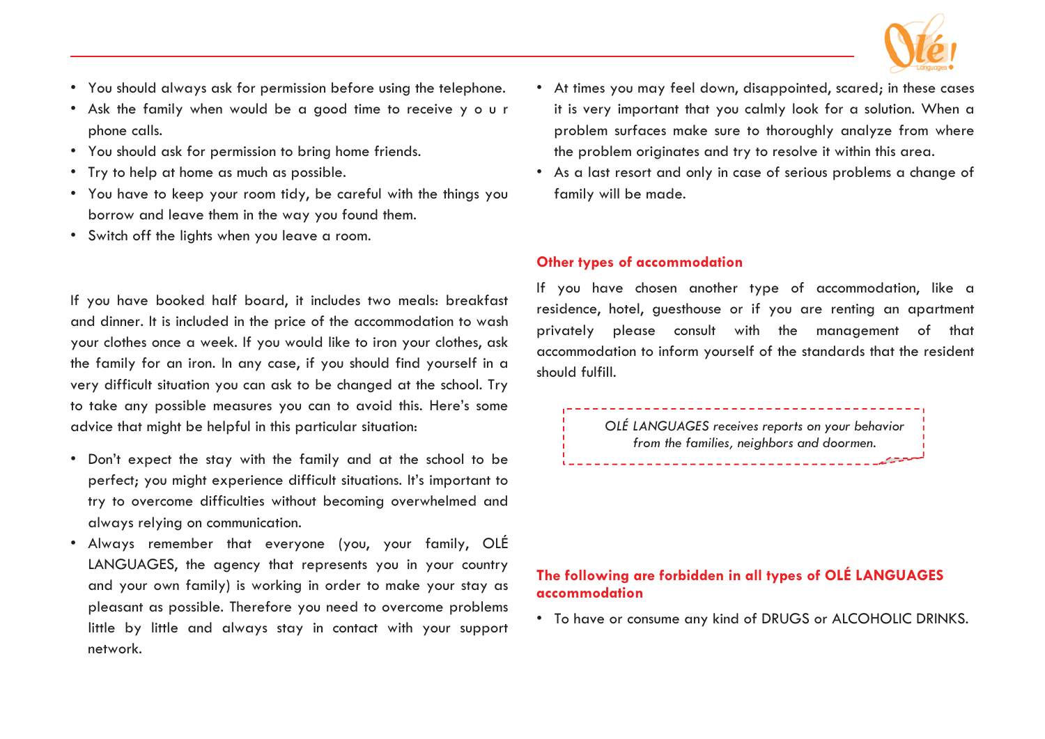- You should always ask for permission before using the telephone.
- Ask the family when would be a good time to receive your phone calls.
- You should ask for permission to bring home friends.
- Try to help at home as much as possible.
- You have to keep your room tidy, be careful with the things you borrow and leave them in the way you found them.
- Switch off the lights when you leave a room.

If you have booked half board, it includes two meals: breakfast and dinner. It is included in the price of the accommodation to wash your clothes once a week. If you would like to iron your clothes, ask the family for an iron. In any case, if you should find yourself in a very difficult situation you can ask to be changed at the school. Try to take any possible measures you can to avoid this. Here's some advice that might be helpful in this particular situation:

- Don't expect the stay with the family and at the school to be perfect; you might experience difficult situations. It's important to try to overcome difficulties without becoming overwhelmed and always relying on communication.
- Always remember that everyone (you, your family, OLÉ LANGUAGES, the agency that represents you in your country and your own family) is working in order to make your stay as pleasant as possible. Therefore you need to overcome problems little by little and always stay in contact with your support network.
- At times you may feel down, disappointed, scared; in these cases it is very important that you calmly look for a solution. When a problem surfaces make sure to thoroughly analyze from where the problem originates and try to resolve it within this area.
- As a last resort and only in case of serious problems a change of family will be made.

### Other types of accommodation

If you have chosen another type of accommodation, like a residence, hotel, guesthouse or if you are renting an apartment privately please consult with the management of that accommodation to inform yourself of the standards that the resident should fulfill.

*OLÉ LANGUAGES receives reports on your behavior from the families, neighbors and doormen.*

### The following are forbidden in all types of OLÉ LANGUAGES accommodation

- To have or consume any kind of DRUGS or ALCOHOLIC DRINKS.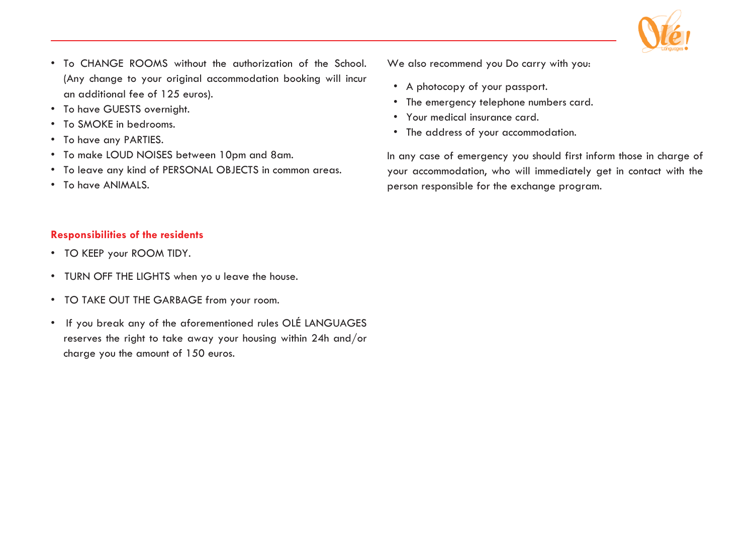- To CHANGE ROOMS without the authorization of the School. (Any change to your original accommodation booking will incur an additional fee of 125 euros).
- To have GUESTS overnight.
- To SMOKE in bedrooms.
- To have any PARTIES.
- To make LOUD NOISES between 10pm and 8am.
- To leave any kind of PERSONAL OBJECTS in common areas.
- To have ANIMALS.

**Responsibilities of the residents**

- TO KEEP your ROOM TIDY.
- TURN OFF THE LIGHTS when yo u leave the house.
- TO TAKE OUT THE GARBAGE from your room.
- If you break any of the aforementioned rules OLÉ LANGUAGES reserves the right to take away your housing within 24h and/or charge you the amount of 150 euros.

We also recommend you Do carry with you:

- A photocopy of your passport.
- The emergency telephone numbers card.
- Your medical insurance card.
- The address of your accommodation.

In any case of emergency you should first inform those in charge of your accommodation, who will immediately get in contact with the person responsible for the exchange program.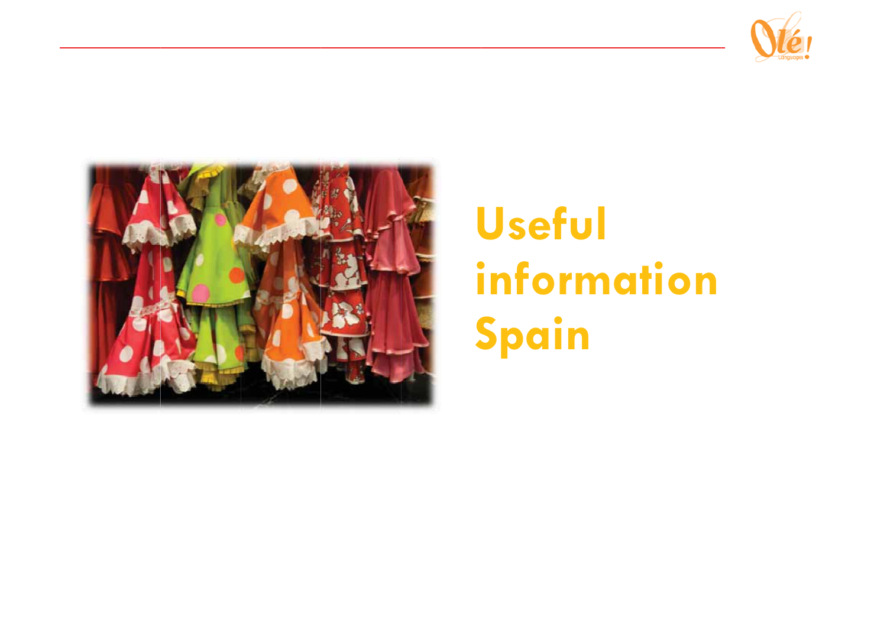# Useful information Spain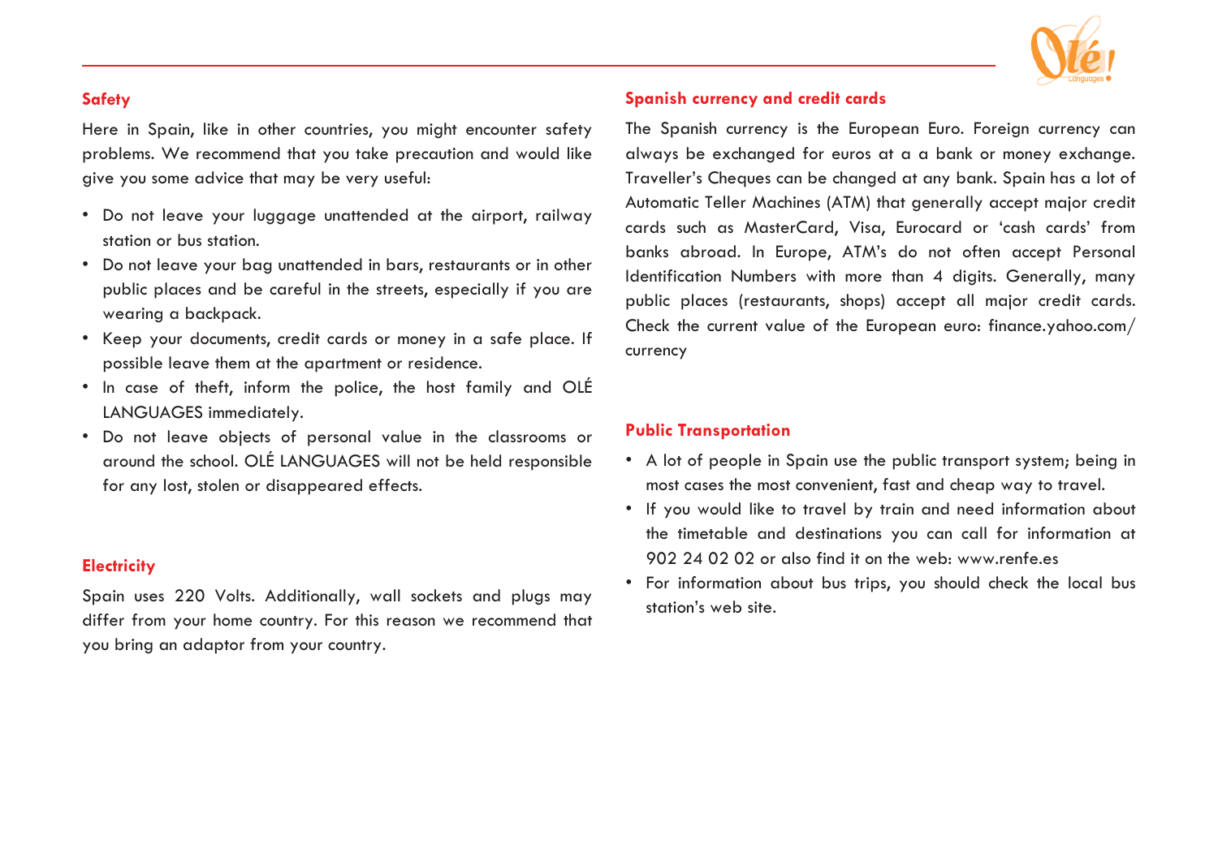## Safety

Here in Spain, like in other countries, you might encounter safety problems. We recommend that you take precaution and would like give you some advice that may be very useful:

- Do not leave your luggage unattended at the airport, railway station or bus station.
- Do not leave your bag unattended in bars, restaurants or in other public places and be careful in the streets, especially if you are wearing a backpack.
- Keep your documents, credit cards or money in a safe place. If possible leave them at the apartment or residence.
- In case of theft, inform the police, the host family and OLÉ LANGUAGES immediately.
- Do not leave objects of personal value in the classrooms or around the school. OLÉ LANGUAGES will not be held responsible for any lost, stolen or disappeared effects.

## Electricity

Spain uses 220 Volts. Additionally, wall sockets and plugs may differ from your home country. For this reason we recommend that you bring an adaptor from your country.

## Spanish currency and credit cards

The Spanish currency is the European Euro. Foreign currency can always be exchanged for euros at a a bank or money exchange. Traveller's Cheques can be changed at any bank. Spain has a lot of Automatic Teller Machines (ATM) that generally accept major credit cards such as MasterCard, Visa, Eurocard or 'cash cards' from banks abroad. In Europe, ATM's do not often accept Personal Identification Numbers with more than 4 digits. Generally, many public places (restaurants, shops) accept all major credit cards. Check the current value of the European euro: finance.yahoo.com/currency

## Public Transportation

- A lot of people in Spain use the public transport system; being in most cases the most convenient, fast and cheap way to travel.
- If you would like to travel by train and need information about the timetable and destinations you can call for information at 902 24 02 02 or also find it on the web: www.renfe.es
- For information about bus trips, you should check the local bus station's web site.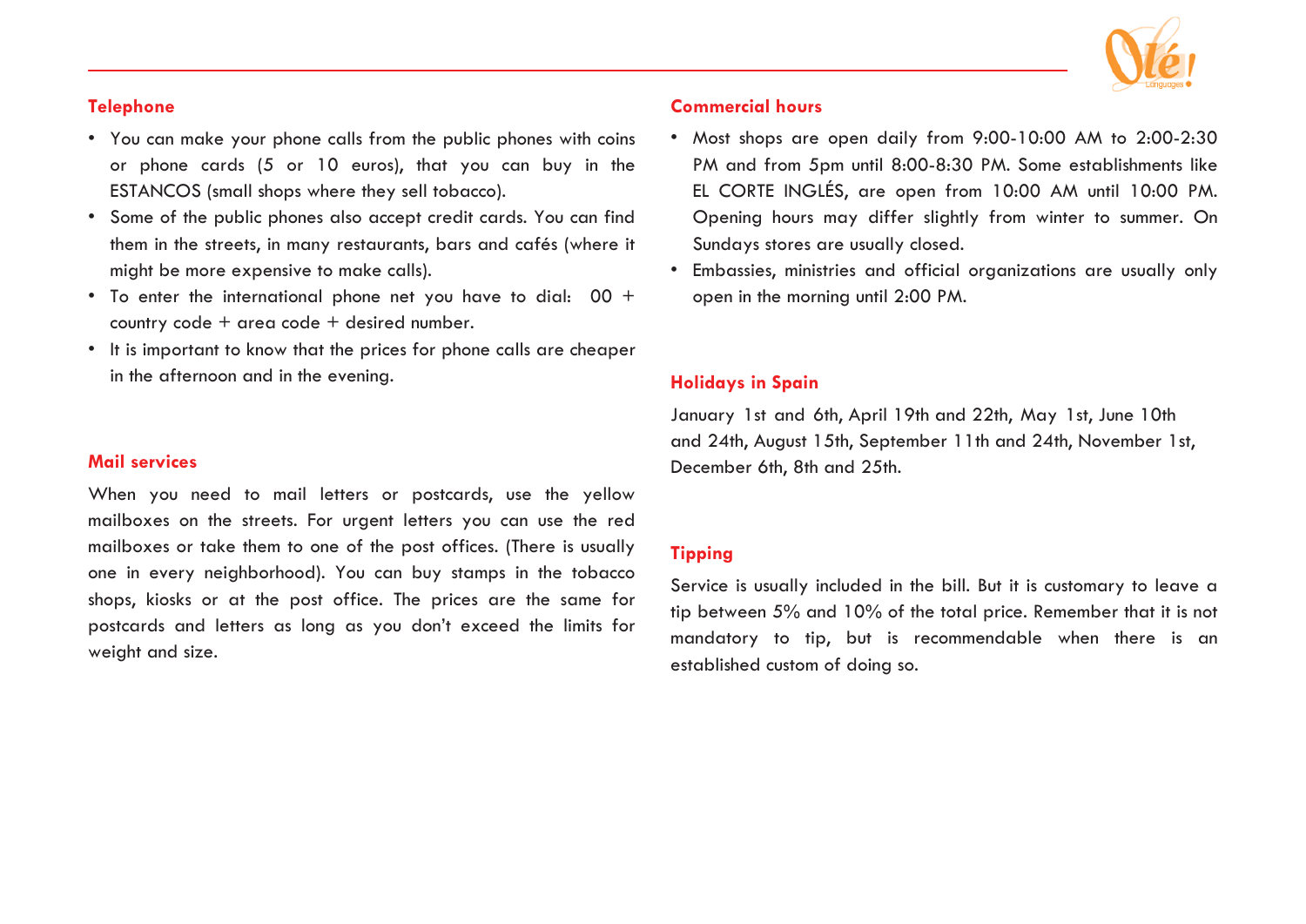## Telephone

- You can make your phone calls from the public phones with coins or phone cards (5 or 10 euros), that you can buy in the ESTANCOS (small shops where they sell tobacco).
- Some of the public phones also accept credit cards. You can find them in the streets, in many restaurants, bars and cafés (where it might be more expensive to make calls).
- To enter the international phone net you have to dial: 00 + country code + area code + desired number.
- It is important to know that the prices for phone calls are cheaper in the afternoon and in the evening.

## Mail services

When you need to mail letters or postcards, use the yellow mailboxes on the streets. For urgent letters you can use the red mailboxes or take them to one of the post offices. (There is usually one in every neighborhood). You can buy stamps in the tobacco shops, kiosks or at the post office. The prices are the same for postcards and letters as long as you don't exceed the limits for weight and size.

## Commercial hours

- Most shops are open daily from 9:00-10:00 AM to 2:00-2:30 PM and from 5pm until 8:00-8:30 PM. Some establishments like EL CORTE INGLÉS, are open from 10:00 AM until 10:00 PM. Opening hours may differ slightly from winter to summer. On Sundays stores are usually closed.
- Embassies, ministries and official organizations are usually only open in the morning until 2:00 PM.

## Holidays in Spain

January 1st and 6th, April 19th and 22th, May 1st, June 10th and 24th, August 15th, September 11th and 24th, November 1st, December 6th, 8th and 25th.

## Tipping

Service is usually included in the bill. But it is customary to leave a tip between 5% and 10% of the total price. Remember that it is not mandatory to tip, but is recommendable when there is an established custom of doing so.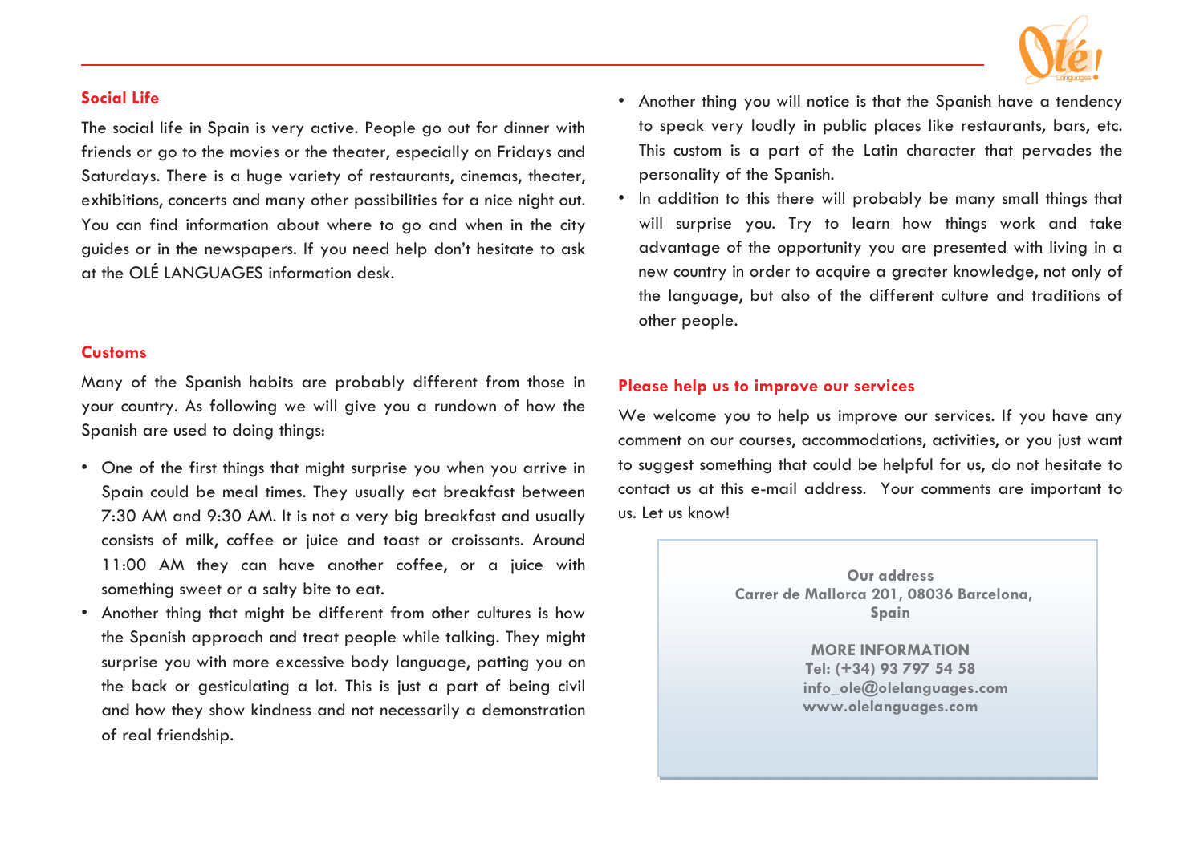## Social Life

The social life in Spain is very active. People go out for dinner with friends or go to the movies or the theater, especially on Fridays and Saturdays. There is a huge variety of restaurants, cinemas, theater, exhibitions, concerts and many other possibilities for a nice night out. You can find information about where to go and when in the city guides or in the newspapers. If you need help don't hesitate to ask at the OLÉ LANGUAGES information desk.

## Customs

Many of the Spanish habits are probably different from those in your country. As following we will give you a rundown of how the Spanish are used to doing things:

- One of the first things that might surprise you when you arrive in Spain could be meal times. They usually eat breakfast between 7:30 AM and 9:30 AM. It is not a very big breakfast and usually consists of milk, coffee or juice and toast or croissants. Around 11:00 AM they can have another coffee, or a juice with something sweet or a salty bite to eat.
- Another thing that might be different from other cultures is how the Spanish approach and treat people while talking. They might surprise you with more excessive body language, patting you on the back or gesticulating a lot. This is just a part of being civil and how they show kindness and not necessarily a demonstration of real friendship.
- Another thing you will notice is that the Spanish have a tendency to speak very loudly in public places like restaurants, bars, etc. This custom is a part of the Latin character that pervades the personality of the Spanish.
- In addition to this there will probably be many small things that will surprise you. Try to learn how things work and take advantage of the opportunity you are presented with living in a new country in order to acquire a greater knowledge, not only of the language, but also of the different culture and traditions of other people.

## Please help us to improve our services

We welcome you to help us improve our services. If you have any comment on our courses, accommodations, activities, or you just want to suggest something that could be helpful for us, do not hesitate to contact us at this e-mail address. Your comments are important to us. Let us know!

**Our address**
**Carrer de Mallorca 201, 08036 Barcelona, Spain**

**MORE INFORMATION**
**Tel: (+34) 93 797 54 58**
**info_ole@olelanguages.com**
**www.olelanguages.com**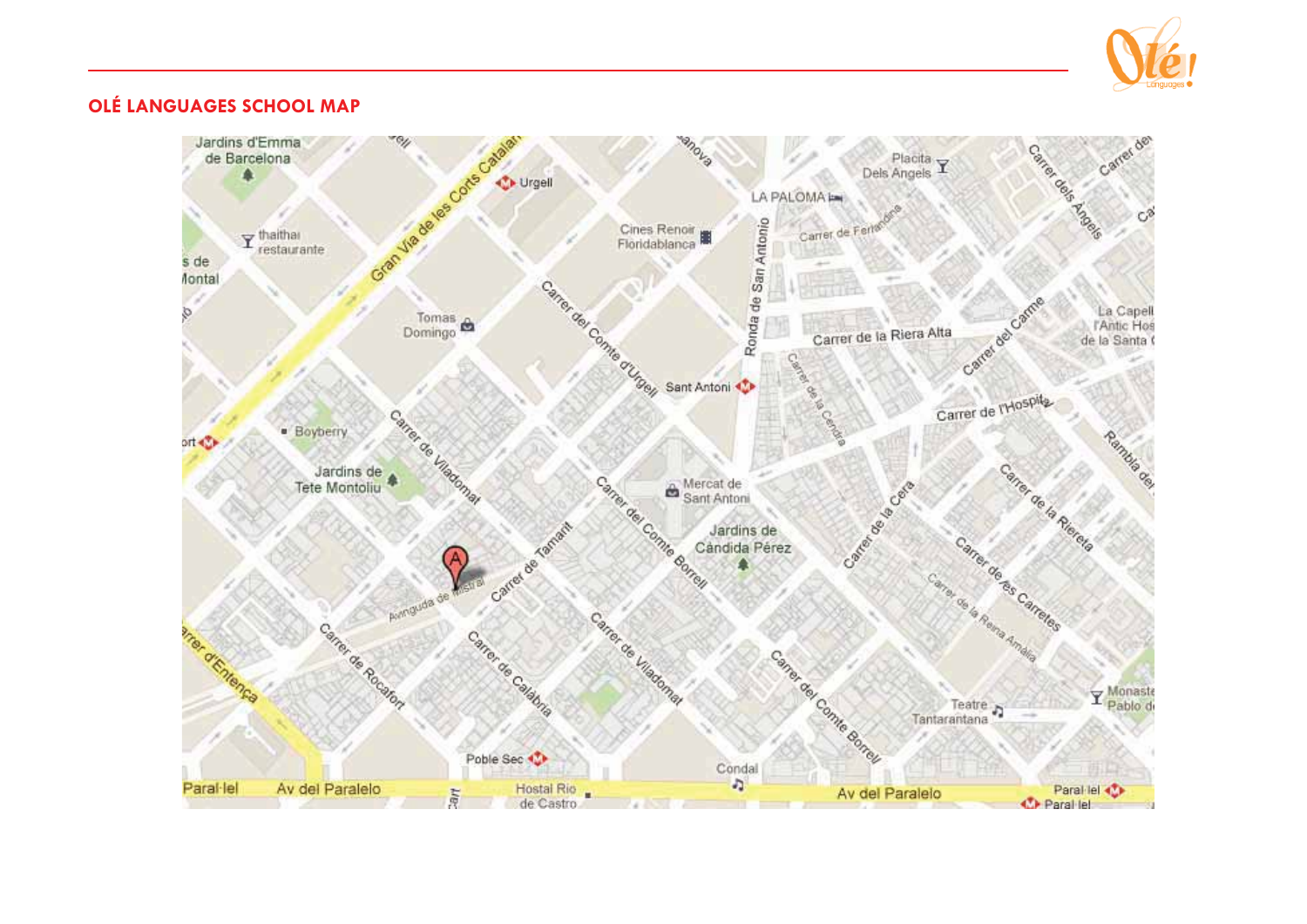## OLÉ LANGUAGES SCHOOL MAP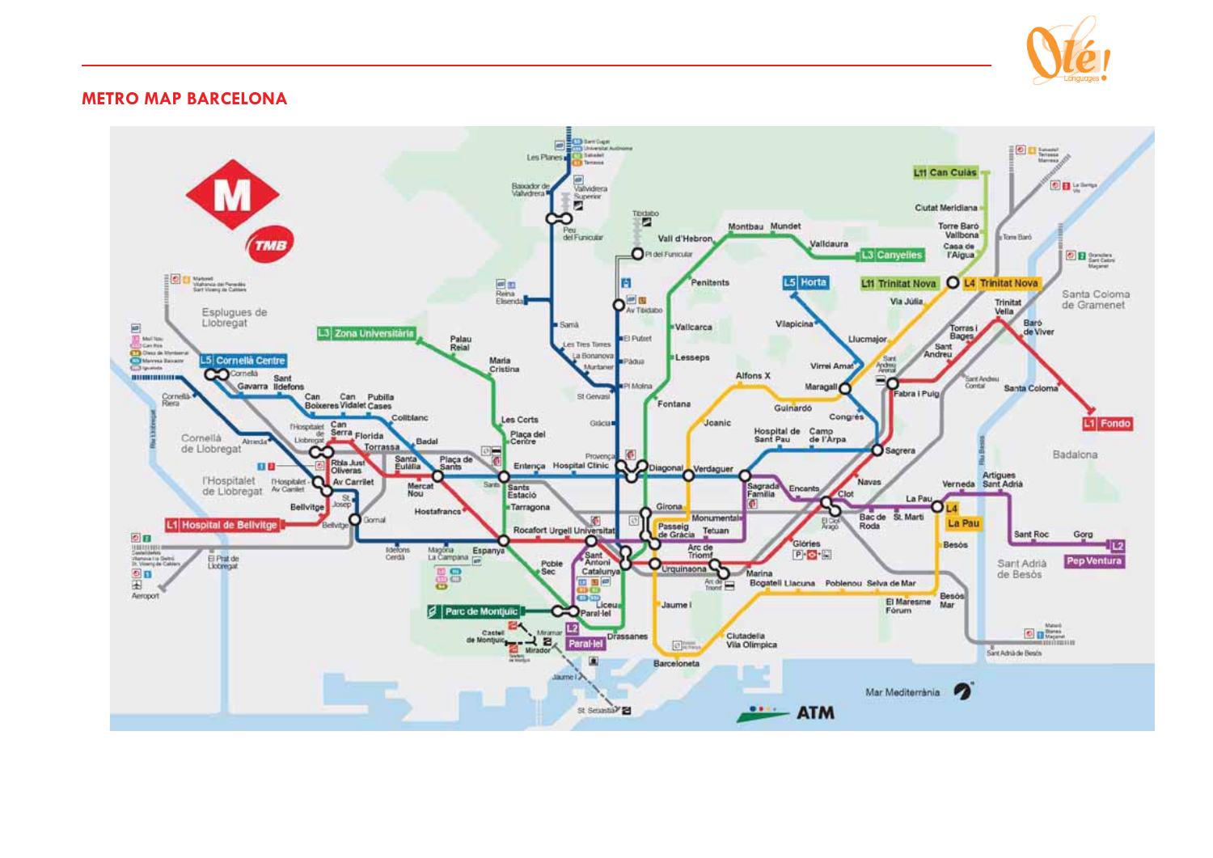## METRO MAP BARCELONA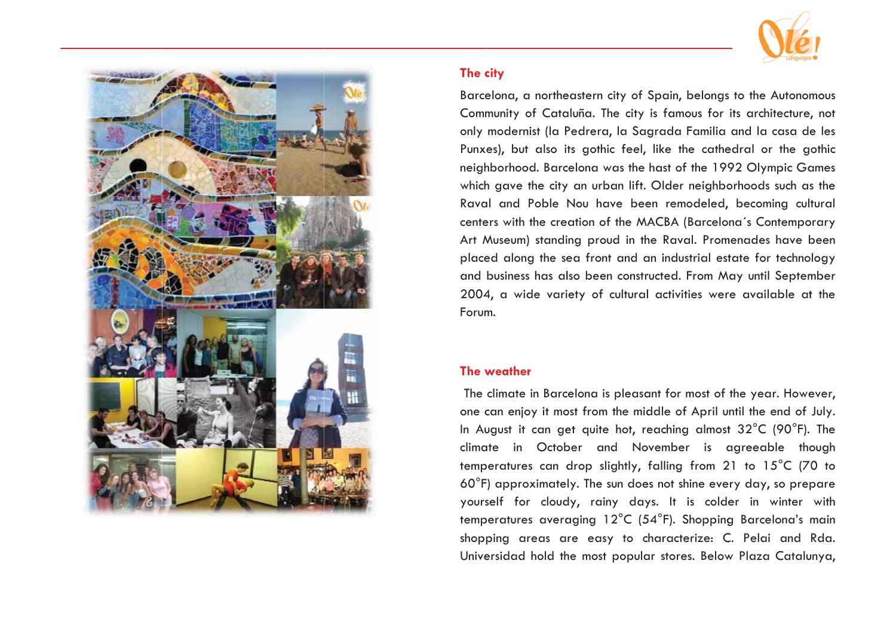## The city

Barcelona, a northeastern city of Spain, belongs to the Autonomous Community of Cataluña. The city is famous for its architecture, not only modernist (la Pedrera, la Sagrada Familia and la casa de les Punxes), but also its gothic feel, like the cathedral or the gothic neighborhood. Barcelona was the hast of the 1992 Olympic Games which gave the city an urban lift. Older neighborhoods such as the Raval and Poble Nou have been remodeled, becoming cultural centers with the creation of the MACBA (Barcelona´s Contemporary Art Museum) standing proud in the Raval. Promenades have been placed along the sea front and an industrial estate for technology and business has also been constructed. From May until September 2004, a wide variety of cultural activities were available at the Forum.

## The weather

The climate in Barcelona is pleasant for most of the year. However, one can enjoy it most from the middle of April until the end of July. In August it can get quite hot, reaching almost 32°C (90°F). The climate in October and November is agreeable though temperatures can drop slightly, falling from 21 to 15°C (70 to 60°F) approximately. The sun does not shine every day, so prepare yourself for cloudy, rainy days. It is colder in winter with temperatures averaging 12°C (54°F). Shopping Barcelona's main shopping areas are easy to characterize: C. Pelai and Rda. Universidad hold the most popular stores. Below Plaza Catalunya,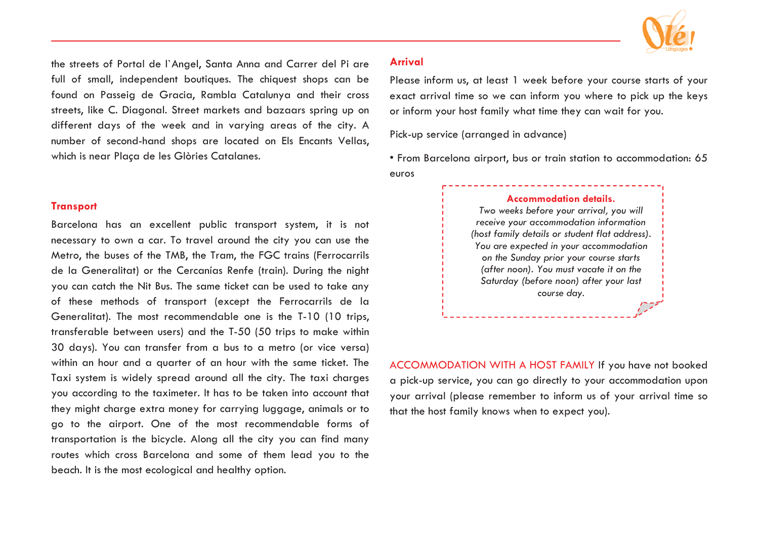the streets of Portal de l`Angel, Santa Anna and Carrer del Pi are full of small, independent boutiques. The chiquest shops can be found on Passeig de Gracia, Rambla Catalunya and their cross streets, like C. Diagonal. Street markets and bazaars spring up on different days of the week and in varying areas of the city. A number of second-hand shops are located on Els Encants Vellas, which is near Plaça de les Glòries Catalanes.

## Transport

Barcelona has an excellent public transport system, it is not necessary to own a car. To travel around the city you can use the Metro, the buses of the TMB, the Tram, the FGC trains (Ferrocarrils de la Generalitat) or the Cercanías Renfe (train). During the night you can catch the Nit Bus. The same ticket can be used to take any of these methods of transport (except the Ferrocarrils de la Generalitat). The most recommendable one is the T-10 (10 trips, transferable between users) and the T-50 (50 trips to make within 30 days). You can transfer from a bus to a metro (or vice versa) within an hour and a quarter of an hour with the same ticket. The Taxi system is widely spread around all the city. The taxi charges you according to the taximeter. It has to be taken into account that they might charge extra money for carrying luggage, animals or to go to the airport. One of the most recommendable forms of transportation is the bicycle. Along all the city you can find many routes which cross Barcelona and some of them lead you to the beach. It is the most ecological and healthy option.

## Arrival

Please inform us, at least 1 week before your course starts of your exact arrival time so we can inform you where to pick up the keys or inform your host family what time they can wait for you.

Pick-up service (arranged in advance)

- From Barcelona airport, bus or train station to accommodation: 65 euros

**Accommodation details.**

*Two weeks before your arrival, you will receive your accommodation information (host family details or student flat address). You are expected in your accommodation on the Sunday prior your course starts (after noon). You must vacate it on the Saturday (before noon) after your last course day.*

ACCOMMODATION WITH A HOST FAMILY If you have not booked a pick-up service, you can go directly to your accommodation upon your arrival (please remember to inform us of your arrival time so that the host family knows when to expect you).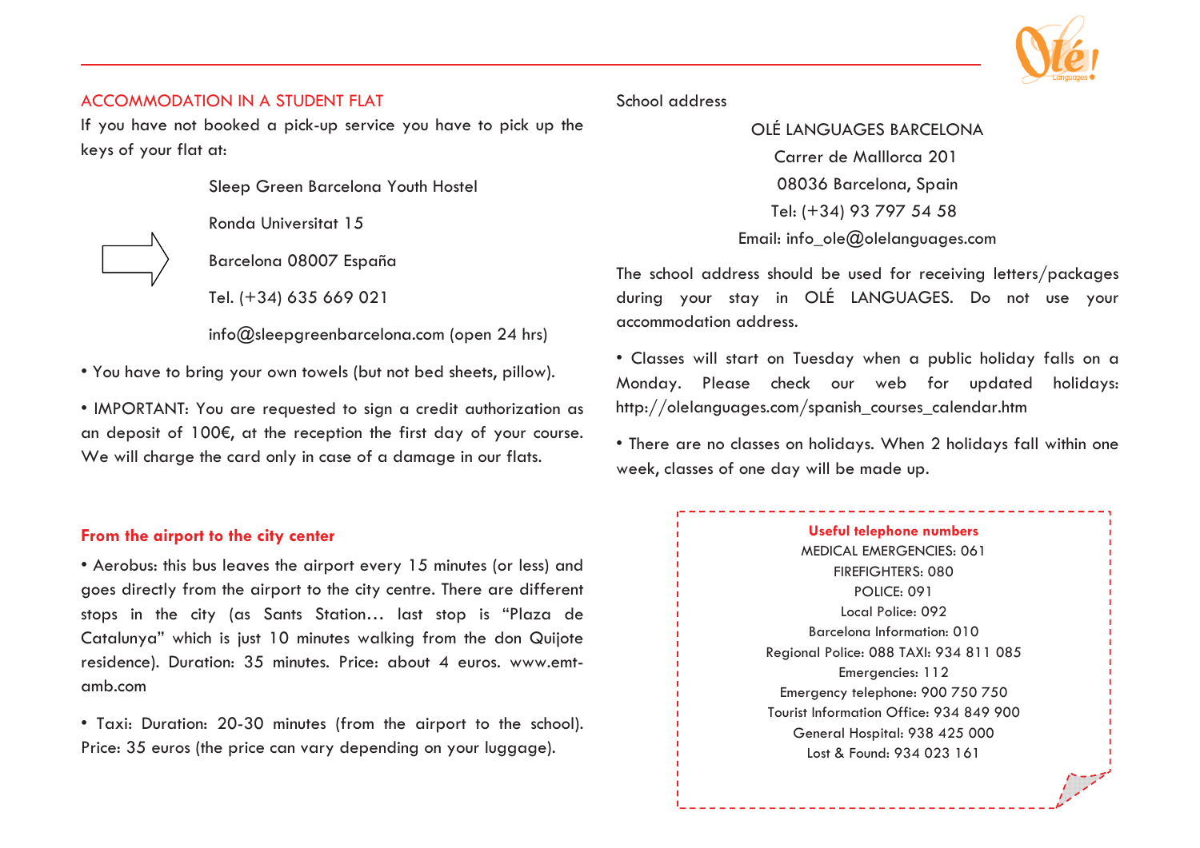## ACCOMMODATION IN A STUDENT FLAT

If you have not booked a pick-up service you have to pick up the keys of your flat at:

Sleep Green Barcelona Youth Hostel

Ronda Universitat 15

Barcelona 08007 España

Tel. (+34) 635 669 021

info@sleepgreenbarcelona.com (open 24 hrs)

- You have to bring your own towels (but not bed sheets, pillow).
- IMPORTANT: You are requested to sign a credit authorization as an deposit of 100€, at the reception the first day of your course. We will charge the card only in case of a damage in our flats.

## From the airport to the city center

- Aerobus: this bus leaves the airport every 15 minutes (or less) and goes directly from the airport to the city centre. There are different stops in the city (as Sants Station… last stop is "Plaza de Catalunya" which is just 10 minutes walking from the don Quijote residence). Duration: 35 minutes. Price: about 4 euros. www.emt-amb.com
- Taxi: Duration: 20-30 minutes (from the airport to the school). Price: 35 euros (the price can vary depending on your luggage).

School address

OLÉ LANGUAGES BARCELONA

Carrer de Malllorca 201

08036 Barcelona, Spain

Tel: (+34) 93 797 54 58

Email: info_ole@olelanguages.com

The school address should be used for receiving letters/packages during your stay in OLÉ LANGUAGES. Do not use your accommodation address.

- Classes will start on Tuesday when a public holiday falls on a Monday. Please check our web for updated holidays: http://olelanguages.com/spanish_courses_calendar.htm
- There are no classes on holidays. When 2 holidays fall within one week, classes of one day will be made up.

**Useful telephone numbers**

MEDICAL EMERGENCIES: 061

FIREFIGHTERS: 080

POLICE: 091

Local Police: 092

Barcelona Information: 010

Regional Police: 088 TAXI: 934 811 085

Emergencies: 112

Emergency telephone: 900 750 750

Tourist Information Office: 934 849 900

General Hospital: 938 425 000

Lost & Found: 934 023 161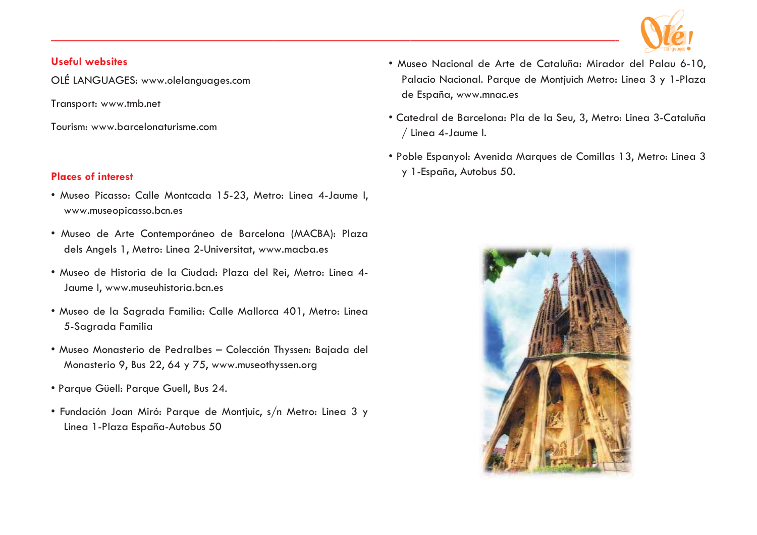## Useful websites

OLÉ LANGUAGES: www.olelanguages.com

Transport: www.tmb.net

Tourism: www.barcelonaturisme.com

## Places of interest

- Museo Picasso: Calle Montcada 15-23, Metro: Linea 4-Jaume I, www.museopicasso.bcn.es
- Museo de Arte Contemporáneo de Barcelona (MACBA): Plaza dels Angels 1, Metro: Linea 2-Universitat, www.macba.es
- Museo de Historia de la Ciudad: Plaza del Rei, Metro: Linea 4-Jaume I, www.museuhistoria.bcn.es
- Museo de la Sagrada Familia: Calle Mallorca 401, Metro: Linea 5-Sagrada Familia
- Museo Monasterio de Pedralbes – Colección Thyssen: Bajada del Monasterio 9, Bus 22, 64 y 75, www.museothyssen.org
- Parque Güell: Parque Guell, Bus 24.
- Fundación Joan Miró: Parque de Montjuic, s/n Metro: Linea 3 y Linea 1-Plaza España-Autobus 50
- Museo Nacional de Arte de Cataluña: Mirador del Palau 6-10, Palacio Nacional. Parque de Montjuich Metro: Linea 3 y 1-Plaza de España, www.mnac.es
- Catedral de Barcelona: Pla de la Seu, 3, Metro: Linea 3-Cataluña / Linea 4-Jaume I.
- Poble Espanyol: Avenida Marques de Comillas 13, Metro: Linea 3 y 1-España, Autobus 50.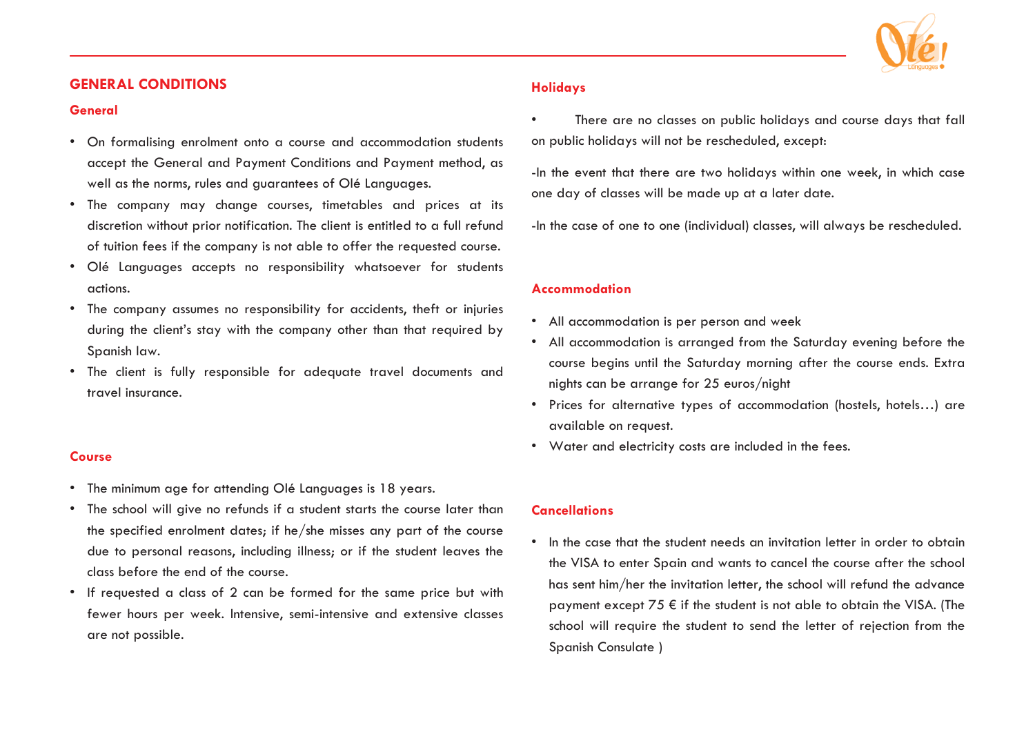# GENERAL CONDITIONS

## General

- On formalising enrolment onto a course and accommodation students accept the General and Payment Conditions and Payment method, as well as the norms, rules and guarantees of Olé Languages.
- The company may change courses, timetables and prices at its discretion without prior notification. The client is entitled to a full refund of tuition fees if the company is not able to offer the requested course.
- Olé Languages accepts no responsibility whatsoever for students actions.
- The company assumes no responsibility for accidents, theft or injuries during the client's stay with the company other than that required by Spanish law.
- The client is fully responsible for adequate travel documents and travel insurance.

## Course

- The minimum age for attending Olé Languages is 18 years.
- The school will give no refunds if a student starts the course later than the specified enrolment dates; if he/she misses any part of the course due to personal reasons, including illness; or if the student leaves the class before the end of the course.
- If requested a class of 2 can be formed for the same price but with fewer hours per week. Intensive, semi-intensive and extensive classes are not possible.

## Holidays

- There are no classes on public holidays and course days that fall on public holidays will not be rescheduled, except:

-In the event that there are two holidays within one week, in which case one day of classes will be made up at a later date.

-In the case of one to one (individual) classes, will always be rescheduled.

## Accommodation

- All accommodation is per person and week
- All accommodation is arranged from the Saturday evening before the course begins until the Saturday morning after the course ends. Extra nights can be arrange for 25 euros/night
- Prices for alternative types of accommodation (hostels, hotels…) are available on request.
- Water and electricity costs are included in the fees.

## Cancellations

- In the case that the student needs an invitation letter in order to obtain the VISA to enter Spain and wants to cancel the course after the school has sent him/her the invitation letter, the school will refund the advance payment except 75 € if the student is not able to obtain the VISA. (The school will require the student to send the letter of rejection from the Spanish Consulate )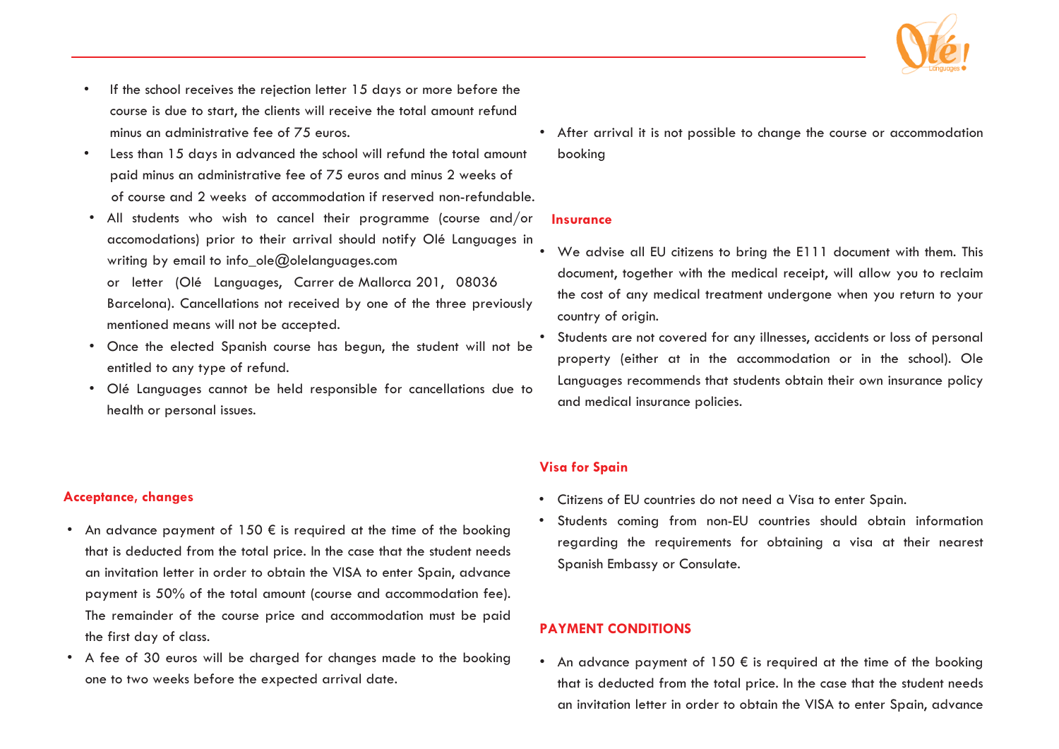- If the school receives the rejection letter 15 days or more before the course is due to start, the clients will receive the total amount refund minus an administrative fee of 75 euros.
- Less than 15 days in advanced the school will refund the total amount paid minus an administrative fee of 75 euros and minus 2 weeks of of course and 2 weeks of accommodation if reserved non-refundable.
- All students who wish to cancel their programme (course and/or accomodations) prior to their arrival should notify Olé Languages in writing by email to info_ole@olelanguages.com or letter (Olé Languages, Carrer de Mallorca 201, 08036 Barcelona). Cancellations not received by one of the three previously mentioned means will not be accepted.
- Once the elected Spanish course has begun, the student will not be entitled to any type of refund.
- Olé Languages cannot be held responsible for cancellations due to health or personal issues.

### Acceptance, changes

- An advance payment of 150 € is required at the time of the booking that is deducted from the total price. In the case that the student needs an invitation letter in order to obtain the VISA to enter Spain, advance payment is 50% of the total amount (course and accommodation fee). The remainder of the course price and accommodation must be paid the first day of class.
- A fee of 30 euros will be charged for changes made to the booking one to two weeks before the expected arrival date.
- After arrival it is not possible to change the course or accommodation booking

### Insurance

- We advise all EU citizens to bring the E111 document with them. This document, together with the medical receipt, will allow you to reclaim the cost of any medical treatment undergone when you return to your country of origin.
- Students are not covered for any illnesses, accidents or loss of personal property (either at in the accommodation or in the school). Ole Languages recommends that students obtain their own insurance policy and medical insurance policies.

### Visa for Spain

- Citizens of EU countries do not need a Visa to enter Spain.
- Students coming from non-EU countries should obtain information regarding the requirements for obtaining a visa at their nearest Spanish Embassy or Consulate.

### PAYMENT CONDITIONS

- An advance payment of 150 € is required at the time of the booking that is deducted from the total price. In the case that the student needs an invitation letter in order to obtain the VISA to enter Spain, advance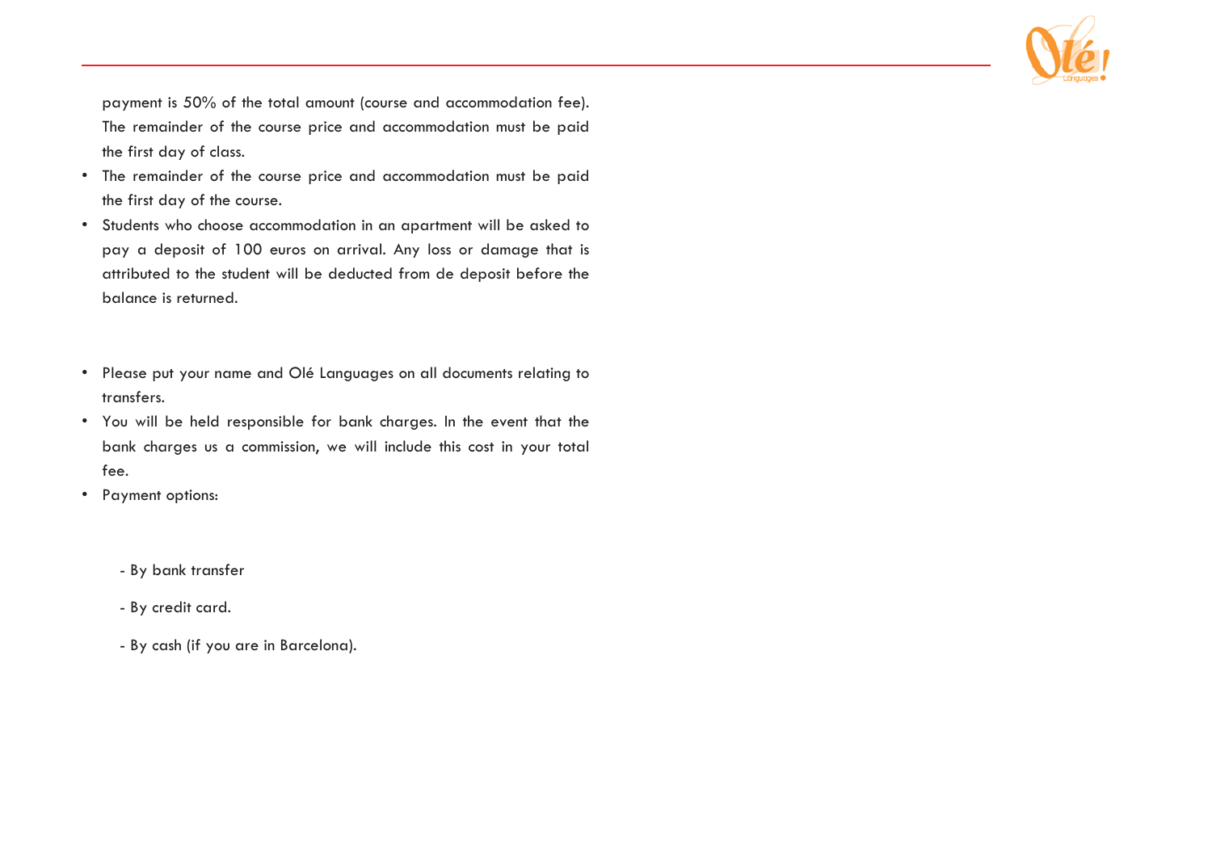payment is 50% of the total amount (course and accommodation fee). The remainder of the course price and accommodation must be paid the first day of class.

- The remainder of the course price and accommodation must be paid the first day of the course.
- Students who choose accommodation in an apartment will be asked to pay a deposit of 100 euros on arrival. Any loss or damage that is attributed to the student will be deducted from de deposit before the balance is returned.

- Please put your name and Olé Languages on all documents relating to transfers.
- You will be held responsible for bank charges. In the event that the bank charges us a commission, we will include this cost in your total fee.
- Payment options:

  - By bank transfer
  - By credit card.
  - By cash (if you are in Barcelona).